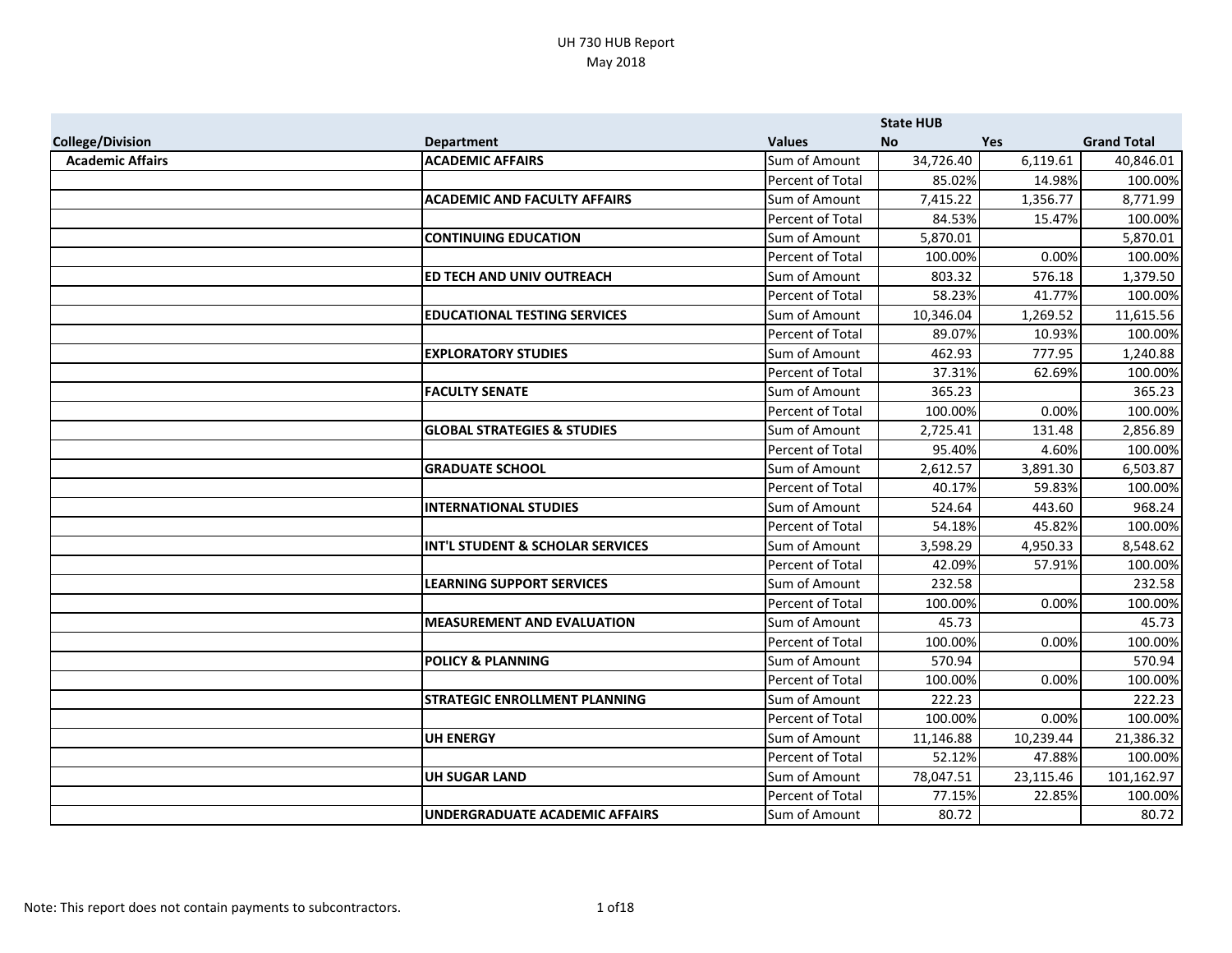UH 730 HUB Report
May 2018

| | | | State HUB | | |
|---|---|---|---|---|---|
| College/Division | Department | Values | No | Yes | Grand Total |
| Academic Affairs | ACADEMIC AFFAIRS | Sum of Amount | 34,726.40 | 6,119.61 | 40,846.01 |
| | | Percent of Total | 85.02% | 14.98% | 100.00% |
| | ACADEMIC AND FACULTY AFFAIRS | Sum of Amount | 7,415.22 | 1,356.77 | 8,771.99 |
| | | Percent of Total | 84.53% | 15.47% | 100.00% |
| | CONTINUING EDUCATION | Sum of Amount | 5,870.01 | | 5,870.01 |
| | | Percent of Total | 100.00% | 0.00% | 100.00% |
| | ED TECH AND UNIV OUTREACH | Sum of Amount | 803.32 | 576.18 | 1,379.50 |
| | | Percent of Total | 58.23% | 41.77% | 100.00% |
| | EDUCATIONAL TESTING SERVICES | Sum of Amount | 10,346.04 | 1,269.52 | 11,615.56 |
| | | Percent of Total | 89.07% | 10.93% | 100.00% |
| | EXPLORATORY STUDIES | Sum of Amount | 462.93 | 777.95 | 1,240.88 |
| | | Percent of Total | 37.31% | 62.69% | 100.00% |
| | FACULTY SENATE | Sum of Amount | 365.23 | | 365.23 |
| | | Percent of Total | 100.00% | 0.00% | 100.00% |
| | GLOBAL STRATEGIES & STUDIES | Sum of Amount | 2,725.41 | 131.48 | 2,856.89 |
| | | Percent of Total | 95.40% | 4.60% | 100.00% |
| | GRADUATE SCHOOL | Sum of Amount | 2,612.57 | 3,891.30 | 6,503.87 |
| | | Percent of Total | 40.17% | 59.83% | 100.00% |
| | INTERNATIONAL STUDIES | Sum of Amount | 524.64 | 443.60 | 968.24 |
| | | Percent of Total | 54.18% | 45.82% | 100.00% |
| | INT'L STUDENT & SCHOLAR SERVICES | Sum of Amount | 3,598.29 | 4,950.33 | 8,548.62 |
| | | Percent of Total | 42.09% | 57.91% | 100.00% |
| | LEARNING SUPPORT SERVICES | Sum of Amount | 232.58 | | 232.58 |
| | | Percent of Total | 100.00% | 0.00% | 100.00% |
| | MEASUREMENT AND EVALUATION | Sum of Amount | 45.73 | | 45.73 |
| | | Percent of Total | 100.00% | 0.00% | 100.00% |
| | POLICY & PLANNING | Sum of Amount | 570.94 | | 570.94 |
| | | Percent of Total | 100.00% | 0.00% | 100.00% |
| | STRATEGIC ENROLLMENT PLANNING | Sum of Amount | 222.23 | | 222.23 |
| | | Percent of Total | 100.00% | 0.00% | 100.00% |
| | UH ENERGY | Sum of Amount | 11,146.88 | 10,239.44 | 21,386.32 |
| | | Percent of Total | 52.12% | 47.88% | 100.00% |
| | UH SUGAR LAND | Sum of Amount | 78,047.51 | 23,115.46 | 101,162.97 |
| | | Percent of Total | 77.15% | 22.85% | 100.00% |
| | UNDERGRADUATE ACADEMIC AFFAIRS | Sum of Amount | 80.72 | | 80.72 |

Note: This report does not contain payments to subcontractors.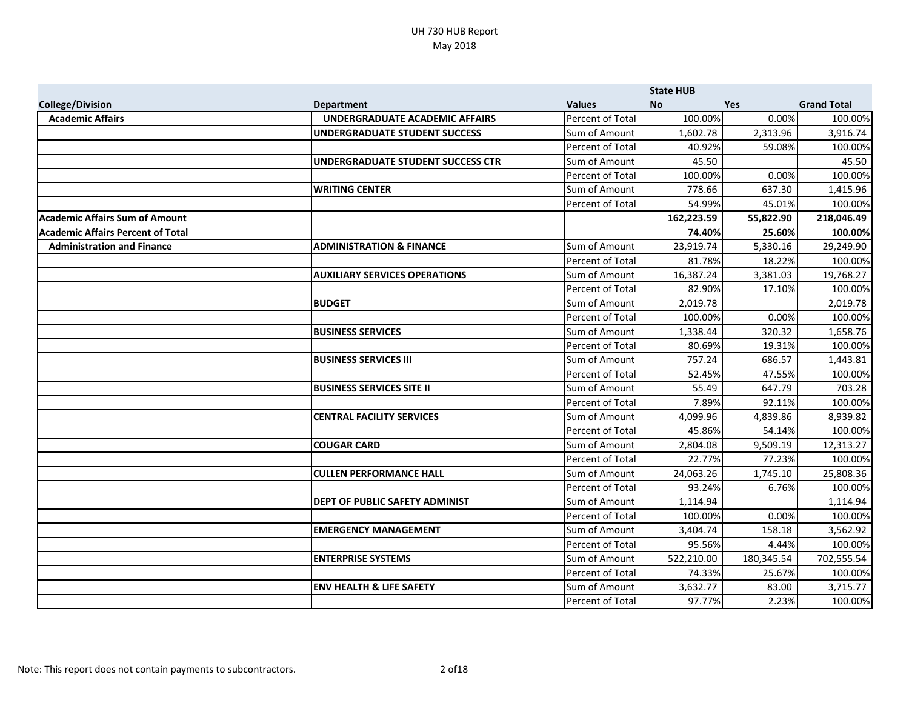UH 730 HUB Report
May 2018

| | | | State HUB | | |
|---|---|---|---|---|---|
| **College/Division** | **Department** | **Values** | **No** | **Yes** | **Grand Total** |
| **Academic Affairs** | **UNDERGRADUATE ACADEMIC AFFAIRS** | Percent of Total | 100.00% | 0.00% | 100.00% |
| | **UNDERGRADUATE STUDENT SUCCESS** | Sum of Amount | 1,602.78 | 2,313.96 | 3,916.74 |
| | | Percent of Total | 40.92% | 59.08% | 100.00% |
| | **UNDERGRADUATE STUDENT SUCCESS CTR** | Sum of Amount | 45.50 | | 45.50 |
| | | Percent of Total | 100.00% | 0.00% | 100.00% |
| | **WRITING CENTER** | Sum of Amount | 778.66 | 637.30 | 1,415.96 |
| | | Percent of Total | 54.99% | 45.01% | 100.00% |
| **Academic Affairs Sum of Amount** | | | **162,223.59** | **55,822.90** | **218,046.49** |
| **Academic Affairs Percent of Total** | | | **74.40%** | **25.60%** | **100.00%** |
| **Administration and Finance** | **ADMINISTRATION & FINANCE** | Sum of Amount | 23,919.74 | 5,330.16 | 29,249.90 |
| | | Percent of Total | 81.78% | 18.22% | 100.00% |
| | **AUXILIARY SERVICES OPERATIONS** | Sum of Amount | 16,387.24 | 3,381.03 | 19,768.27 |
| | | Percent of Total | 82.90% | 17.10% | 100.00% |
| | **BUDGET** | Sum of Amount | 2,019.78 | | 2,019.78 |
| | | Percent of Total | 100.00% | 0.00% | 100.00% |
| | **BUSINESS SERVICES** | Sum of Amount | 1,338.44 | 320.32 | 1,658.76 |
| | | Percent of Total | 80.69% | 19.31% | 100.00% |
| | **BUSINESS SERVICES III** | Sum of Amount | 757.24 | 686.57 | 1,443.81 |
| | | Percent of Total | 52.45% | 47.55% | 100.00% |
| | **BUSINESS SERVICES SITE II** | Sum of Amount | 55.49 | 647.79 | 703.28 |
| | | Percent of Total | 7.89% | 92.11% | 100.00% |
| | **CENTRAL FACILITY SERVICES** | Sum of Amount | 4,099.96 | 4,839.86 | 8,939.82 |
| | | Percent of Total | 45.86% | 54.14% | 100.00% |
| | **COUGAR CARD** | Sum of Amount | 2,804.08 | 9,509.19 | 12,313.27 |
| | | Percent of Total | 22.77% | 77.23% | 100.00% |
| | **CULLEN PERFORMANCE HALL** | Sum of Amount | 24,063.26 | 1,745.10 | 25,808.36 |
| | | Percent of Total | 93.24% | 6.76% | 100.00% |
| | **DEPT OF PUBLIC SAFETY ADMINIST** | Sum of Amount | 1,114.94 | | 1,114.94 |
| | | Percent of Total | 100.00% | 0.00% | 100.00% |
| | **EMERGENCY MANAGEMENT** | Sum of Amount | 3,404.74 | 158.18 | 3,562.92 |
| | | Percent of Total | 95.56% | 4.44% | 100.00% |
| | **ENTERPRISE SYSTEMS** | Sum of Amount | 522,210.00 | 180,345.54 | 702,555.54 |
| | | Percent of Total | 74.33% | 25.67% | 100.00% |
| | **ENV HEALTH & LIFE SAFETY** | Sum of Amount | 3,632.77 | 83.00 | 3,715.77 |
| | | Percent of Total | 97.77% | 2.23% | 100.00% |

Note: This report does not contain payments to subcontractors.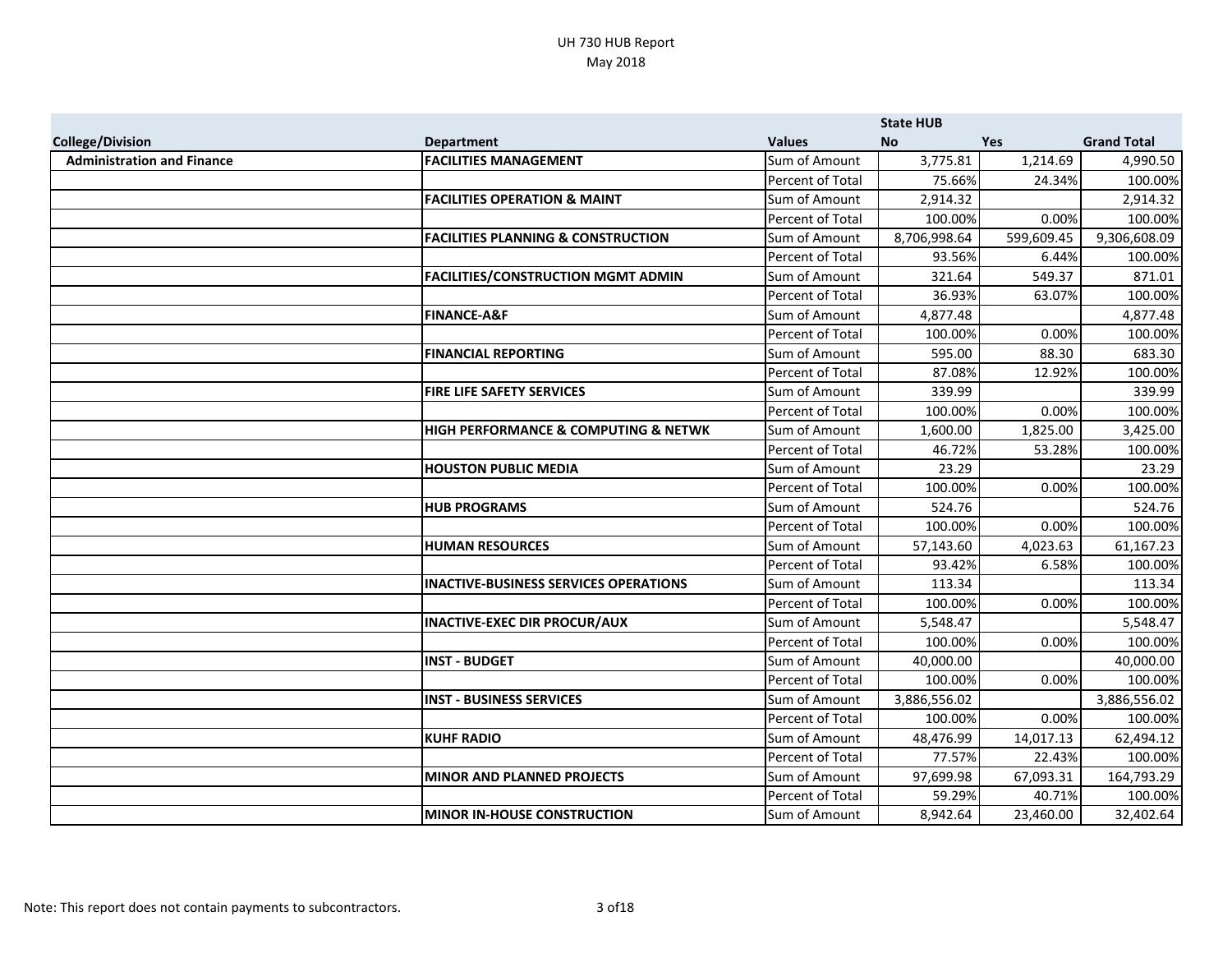UH 730 HUB Report
May 2018

| | | | State HUB | | |
|---|---|---|---|---|---|
| **College/Division** | **Department** | **Values** | **No** | **Yes** | **Grand Total** |
| **Administration and Finance** | **FACILITIES MANAGEMENT** | Sum of Amount | 3,775.81 | 1,214.69 | 4,990.50 |
| | | Percent of Total | 75.66% | 24.34% | 100.00% |
| | **FACILITIES OPERATION & MAINT** | Sum of Amount | 2,914.32 | | 2,914.32 |
| | | Percent of Total | 100.00% | 0.00% | 100.00% |
| | **FACILITIES PLANNING & CONSTRUCTION** | Sum of Amount | 8,706,998.64 | 599,609.45 | 9,306,608.09 |
| | | Percent of Total | 93.56% | 6.44% | 100.00% |
| | **FACILITIES/CONSTRUCTION MGMT ADMIN** | Sum of Amount | 321.64 | 549.37 | 871.01 |
| | | Percent of Total | 36.93% | 63.07% | 100.00% |
| | **FINANCE-A&F** | Sum of Amount | 4,877.48 | | 4,877.48 |
| | | Percent of Total | 100.00% | 0.00% | 100.00% |
| | **FINANCIAL REPORTING** | Sum of Amount | 595.00 | 88.30 | 683.30 |
| | | Percent of Total | 87.08% | 12.92% | 100.00% |
| | **FIRE LIFE SAFETY SERVICES** | Sum of Amount | 339.99 | | 339.99 |
| | | Percent of Total | 100.00% | 0.00% | 100.00% |
| | **HIGH PERFORMANCE & COMPUTING & NETWK** | Sum of Amount | 1,600.00 | 1,825.00 | 3,425.00 |
| | | Percent of Total | 46.72% | 53.28% | 100.00% |
| | **HOUSTON PUBLIC MEDIA** | Sum of Amount | 23.29 | | 23.29 |
| | | Percent of Total | 100.00% | 0.00% | 100.00% |
| | **HUB PROGRAMS** | Sum of Amount | 524.76 | | 524.76 |
| | | Percent of Total | 100.00% | 0.00% | 100.00% |
| | **HUMAN RESOURCES** | Sum of Amount | 57,143.60 | 4,023.63 | 61,167.23 |
| | | Percent of Total | 93.42% | 6.58% | 100.00% |
| | **INACTIVE-BUSINESS SERVICES OPERATIONS** | Sum of Amount | 113.34 | | 113.34 |
| | | Percent of Total | 100.00% | 0.00% | 100.00% |
| | **INACTIVE-EXEC DIR PROCUR/AUX** | Sum of Amount | 5,548.47 | | 5,548.47 |
| | | Percent of Total | 100.00% | 0.00% | 100.00% |
| | **INST - BUDGET** | Sum of Amount | 40,000.00 | | 40,000.00 |
| | | Percent of Total | 100.00% | 0.00% | 100.00% |
| | **INST - BUSINESS SERVICES** | Sum of Amount | 3,886,556.02 | | 3,886,556.02 |
| | | Percent of Total | 100.00% | 0.00% | 100.00% |
| | **KUHF RADIO** | Sum of Amount | 48,476.99 | 14,017.13 | 62,494.12 |
| | | Percent of Total | 77.57% | 22.43% | 100.00% |
| | **MINOR AND PLANNED PROJECTS** | Sum of Amount | 97,699.98 | 67,093.31 | 164,793.29 |
| | | Percent of Total | 59.29% | 40.71% | 100.00% |
| | **MINOR IN-HOUSE CONSTRUCTION** | Sum of Amount | 8,942.64 | 23,460.00 | 32,402.64 |

Note: This report does not contain payments to subcontractors.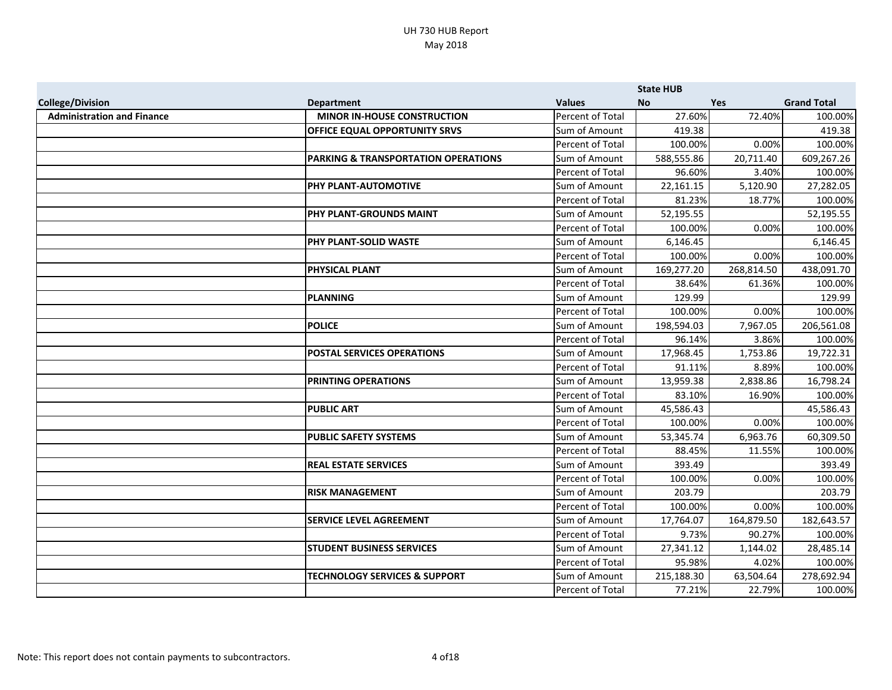UH 730 HUB Report
May 2018

| College/Division | Department | Values | State HUB No | Yes | Grand Total |
|---|---|---|---|---|---|
| **Administration and Finance** | **MINOR IN-HOUSE CONSTRUCTION** | Percent of Total | 27.60% | 72.40% | 100.00% |
| | **OFFICE EQUAL OPPORTUNITY SRVS** | Sum of Amount | 419.38 | | 419.38 |
| | | Percent of Total | 100.00% | 0.00% | 100.00% |
| | **PARKING & TRANSPORTATION OPERATIONS** | Sum of Amount | 588,555.86 | 20,711.40 | 609,267.26 |
| | | Percent of Total | 96.60% | 3.40% | 100.00% |
| | **PHY PLANT-AUTOMOTIVE** | Sum of Amount | 22,161.15 | 5,120.90 | 27,282.05 |
| | | Percent of Total | 81.23% | 18.77% | 100.00% |
| | **PHY PLANT-GROUNDS MAINT** | Sum of Amount | 52,195.55 | | 52,195.55 |
| | | Percent of Total | 100.00% | 0.00% | 100.00% |
| | **PHY PLANT-SOLID WASTE** | Sum of Amount | 6,146.45 | | 6,146.45 |
| | | Percent of Total | 100.00% | 0.00% | 100.00% |
| | **PHYSICAL PLANT** | Sum of Amount | 169,277.20 | 268,814.50 | 438,091.70 |
| | | Percent of Total | 38.64% | 61.36% | 100.00% |
| | **PLANNING** | Sum of Amount | 129.99 | | 129.99 |
| | | Percent of Total | 100.00% | 0.00% | 100.00% |
| | **POLICE** | Sum of Amount | 198,594.03 | 7,967.05 | 206,561.08 |
| | | Percent of Total | 96.14% | 3.86% | 100.00% |
| | **POSTAL SERVICES OPERATIONS** | Sum of Amount | 17,968.45 | 1,753.86 | 19,722.31 |
| | | Percent of Total | 91.11% | 8.89% | 100.00% |
| | **PRINTING OPERATIONS** | Sum of Amount | 13,959.38 | 2,838.86 | 16,798.24 |
| | | Percent of Total | 83.10% | 16.90% | 100.00% |
| | **PUBLIC ART** | Sum of Amount | 45,586.43 | | 45,586.43 |
| | | Percent of Total | 100.00% | 0.00% | 100.00% |
| | **PUBLIC SAFETY SYSTEMS** | Sum of Amount | 53,345.74 | 6,963.76 | 60,309.50 |
| | | Percent of Total | 88.45% | 11.55% | 100.00% |
| | **REAL ESTATE SERVICES** | Sum of Amount | 393.49 | | 393.49 |
| | | Percent of Total | 100.00% | 0.00% | 100.00% |
| | **RISK MANAGEMENT** | Sum of Amount | 203.79 | | 203.79 |
| | | Percent of Total | 100.00% | 0.00% | 100.00% |
| | **SERVICE LEVEL AGREEMENT** | Sum of Amount | 17,764.07 | 164,879.50 | 182,643.57 |
| | | Percent of Total | 9.73% | 90.27% | 100.00% |
| | **STUDENT BUSINESS SERVICES** | Sum of Amount | 27,341.12 | 1,144.02 | 28,485.14 |
| | | Percent of Total | 95.98% | 4.02% | 100.00% |
| | **TECHNOLOGY SERVICES & SUPPORT** | Sum of Amount | 215,188.30 | 63,504.64 | 278,692.94 |
| | | Percent of Total | 77.21% | 22.79% | 100.00% |

Note: This report does not contain payments to subcontractors.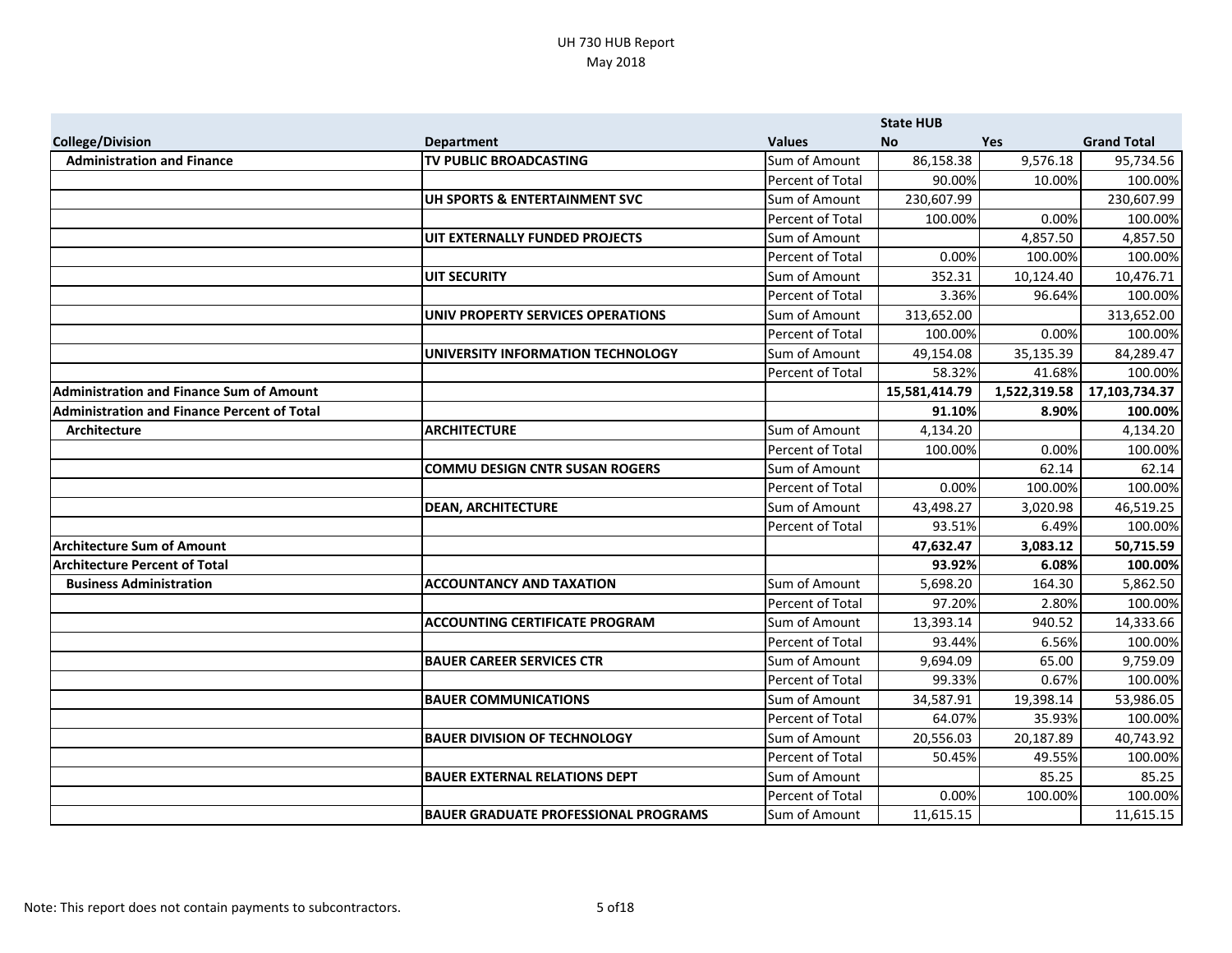UH 730 HUB Report
May 2018

| | | | State HUB | | |
|---|---|---|---|---|---|
| **College/Division** | **Department** | **Values** | **No** | **Yes** | **Grand Total** |
| **Administration and Finance** | **TV PUBLIC BROADCASTING** | Sum of Amount | 86,158.38 | 9,576.18 | 95,734.56 |
| | | Percent of Total | 90.00% | 10.00% | 100.00% |
| | **UH SPORTS & ENTERTAINMENT SVC** | Sum of Amount | 230,607.99 | | 230,607.99 |
| | | Percent of Total | 100.00% | 0.00% | 100.00% |
| | **UIT EXTERNALLY FUNDED PROJECTS** | Sum of Amount | | 4,857.50 | 4,857.50 |
| | | Percent of Total | 0.00% | 100.00% | 100.00% |
| | **UIT SECURITY** | Sum of Amount | 352.31 | 10,124.40 | 10,476.71 |
| | | Percent of Total | 3.36% | 96.64% | 100.00% |
| | **UNIV PROPERTY SERVICES OPERATIONS** | Sum of Amount | 313,652.00 | | 313,652.00 |
| | | Percent of Total | 100.00% | 0.00% | 100.00% |
| | **UNIVERSITY INFORMATION TECHNOLOGY** | Sum of Amount | 49,154.08 | 35,135.39 | 84,289.47 |
| | | Percent of Total | 58.32% | 41.68% | 100.00% |
| **Administration and Finance Sum of Amount** | | | **15,581,414.79** | **1,522,319.58** | **17,103,734.37** |
| **Administration and Finance Percent of Total** | | | **91.10%** | **8.90%** | **100.00%** |
| **Architecture** | **ARCHITECTURE** | Sum of Amount | 4,134.20 | | 4,134.20 |
| | | Percent of Total | 100.00% | 0.00% | 100.00% |
| | **COMMU DESIGN CNTR SUSAN ROGERS** | Sum of Amount | | 62.14 | 62.14 |
| | | Percent of Total | 0.00% | 100.00% | 100.00% |
| | **DEAN, ARCHITECTURE** | Sum of Amount | 43,498.27 | 3,020.98 | 46,519.25 |
| | | Percent of Total | 93.51% | 6.49% | 100.00% |
| **Architecture Sum of Amount** | | | **47,632.47** | **3,083.12** | **50,715.59** |
| **Architecture Percent of Total** | | | **93.92%** | **6.08%** | **100.00%** |
| **Business Administration** | **ACCOUNTANCY AND TAXATION** | Sum of Amount | 5,698.20 | 164.30 | 5,862.50 |
| | | Percent of Total | 97.20% | 2.80% | 100.00% |
| | **ACCOUNTING CERTIFICATE PROGRAM** | Sum of Amount | 13,393.14 | 940.52 | 14,333.66 |
| | | Percent of Total | 93.44% | 6.56% | 100.00% |
| | **BAUER CAREER SERVICES CTR** | Sum of Amount | 9,694.09 | 65.00 | 9,759.09 |
| | | Percent of Total | 99.33% | 0.67% | 100.00% |
| | **BAUER COMMUNICATIONS** | Sum of Amount | 34,587.91 | 19,398.14 | 53,986.05 |
| | | Percent of Total | 64.07% | 35.93% | 100.00% |
| | **BAUER DIVISION OF TECHNOLOGY** | Sum of Amount | 20,556.03 | 20,187.89 | 40,743.92 |
| | | Percent of Total | 50.45% | 49.55% | 100.00% |
| | **BAUER EXTERNAL RELATIONS DEPT** | Sum of Amount | | 85.25 | 85.25 |
| | | Percent of Total | 0.00% | 100.00% | 100.00% |
| | **BAUER GRADUATE PROFESSIONAL PROGRAMS** | Sum of Amount | 11,615.15 | | 11,615.15 |

Note: This report does not contain payments to subcontractors.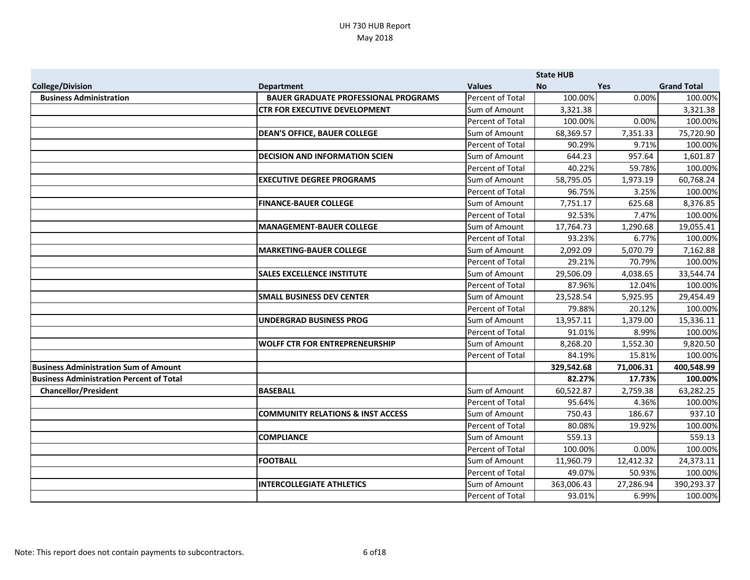UH 730 HUB Report
May 2018

| | | | State HUB | | |
|---|---|---|---|---|---|
| **College/Division** | **Department** | **Values** | **No** | **Yes** | **Grand Total** |
| **Business Administration** | **BAUER GRADUATE PROFESSIONAL PROGRAMS** | Percent of Total | 100.00% | 0.00% | 100.00% |
| | **CTR FOR EXECUTIVE DEVELOPMENT** | Sum of Amount | 3,321.38 | | 3,321.38 |
| | | Percent of Total | 100.00% | 0.00% | 100.00% |
| | **DEAN'S OFFICE, BAUER COLLEGE** | Sum of Amount | 68,369.57 | 7,351.33 | 75,720.90 |
| | | Percent of Total | 90.29% | 9.71% | 100.00% |
| | **DECISION AND INFORMATION SCIEN** | Sum of Amount | 644.23 | 957.64 | 1,601.87 |
| | | Percent of Total | 40.22% | 59.78% | 100.00% |
| | **EXECUTIVE DEGREE PROGRAMS** | Sum of Amount | 58,795.05 | 1,973.19 | 60,768.24 |
| | | Percent of Total | 96.75% | 3.25% | 100.00% |
| | **FINANCE-BAUER COLLEGE** | Sum of Amount | 7,751.17 | 625.68 | 8,376.85 |
| | | Percent of Total | 92.53% | 7.47% | 100.00% |
| | **MANAGEMENT-BAUER COLLEGE** | Sum of Amount | 17,764.73 | 1,290.68 | 19,055.41 |
| | | Percent of Total | 93.23% | 6.77% | 100.00% |
| | **MARKETING-BAUER COLLEGE** | Sum of Amount | 2,092.09 | 5,070.79 | 7,162.88 |
| | | Percent of Total | 29.21% | 70.79% | 100.00% |
| | **SALES EXCELLENCE INSTITUTE** | Sum of Amount | 29,506.09 | 4,038.65 | 33,544.74 |
| | | Percent of Total | 87.96% | 12.04% | 100.00% |
| | **SMALL BUSINESS DEV CENTER** | Sum of Amount | 23,528.54 | 5,925.95 | 29,454.49 |
| | | Percent of Total | 79.88% | 20.12% | 100.00% |
| | **UNDERGRAD BUSINESS PROG** | Sum of Amount | 13,957.11 | 1,379.00 | 15,336.11 |
| | | Percent of Total | 91.01% | 8.99% | 100.00% |
| | **WOLFF CTR FOR ENTREPRENEURSHIP** | Sum of Amount | 8,268.20 | 1,552.30 | 9,820.50 |
| | | Percent of Total | 84.19% | 15.81% | 100.00% |
| **Business Administration Sum of Amount** | | | **329,542.68** | **71,006.31** | **400,548.99** |
| **Business Administration Percent of Total** | | | **82.27%** | **17.73%** | **100.00%** |
| **Chancellor/President** | **BASEBALL** | Sum of Amount | 60,522.87 | 2,759.38 | 63,282.25 |
| | | Percent of Total | 95.64% | 4.36% | 100.00% |
| | **COMMUNITY RELATIONS & INST ACCESS** | Sum of Amount | 750.43 | 186.67 | 937.10 |
| | | Percent of Total | 80.08% | 19.92% | 100.00% |
| | **COMPLIANCE** | Sum of Amount | 559.13 | | 559.13 |
| | | Percent of Total | 100.00% | 0.00% | 100.00% |
| | **FOOTBALL** | Sum of Amount | 11,960.79 | 12,412.32 | 24,373.11 |
| | | Percent of Total | 49.07% | 50.93% | 100.00% |
| | **INTERCOLLEGIATE ATHLETICS** | Sum of Amount | 363,006.43 | 27,286.94 | 390,293.37 |
| | | Percent of Total | 93.01% | 6.99% | 100.00% |

Note: This report does not contain payments to subcontractors.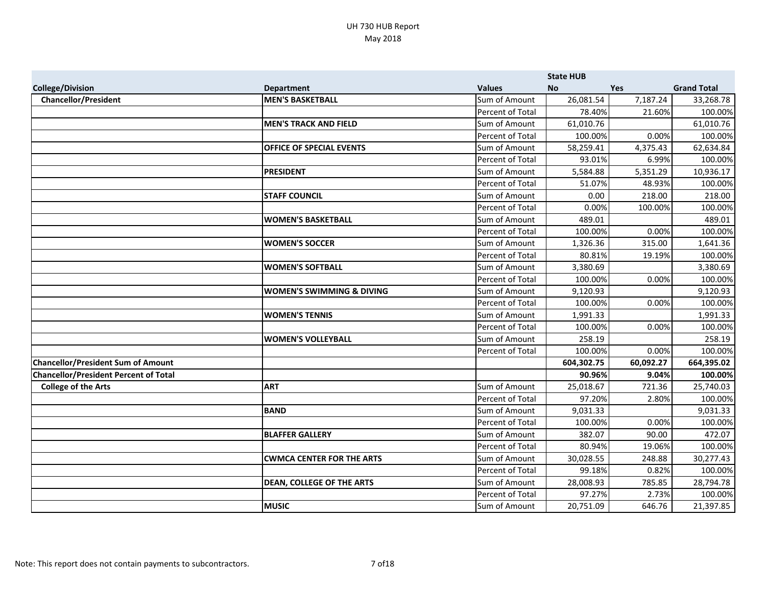UH 730 HUB Report
May 2018

| | | | State HUB | | |
|---|---|---|---|---|---|
| **College/Division** | **Department** | **Values** | **No** | **Yes** | **Grand Total** |
| **Chancellor/President** | **MEN'S BASKETBALL** | Sum of Amount | 26,081.54 | 7,187.24 | 33,268.78 |
| | | Percent of Total | 78.40% | 21.60% | 100.00% |
| | **MEN'S TRACK AND FIELD** | Sum of Amount | 61,010.76 | | 61,010.76 |
| | | Percent of Total | 100.00% | 0.00% | 100.00% |
| | **OFFICE OF SPECIAL EVENTS** | Sum of Amount | 58,259.41 | 4,375.43 | 62,634.84 |
| | | Percent of Total | 93.01% | 6.99% | 100.00% |
| | **PRESIDENT** | Sum of Amount | 5,584.88 | 5,351.29 | 10,936.17 |
| | | Percent of Total | 51.07% | 48.93% | 100.00% |
| | **STAFF COUNCIL** | Sum of Amount | 0.00 | 218.00 | 218.00 |
| | | Percent of Total | 0.00% | 100.00% | 100.00% |
| | **WOMEN'S BASKETBALL** | Sum of Amount | 489.01 | | 489.01 |
| | | Percent of Total | 100.00% | 0.00% | 100.00% |
| | **WOMEN'S SOCCER** | Sum of Amount | 1,326.36 | 315.00 | 1,641.36 |
| | | Percent of Total | 80.81% | 19.19% | 100.00% |
| | **WOMEN'S SOFTBALL** | Sum of Amount | 3,380.69 | | 3,380.69 |
| | | Percent of Total | 100.00% | 0.00% | 100.00% |
| | **WOMEN'S SWIMMING & DIVING** | Sum of Amount | 9,120.93 | | 9,120.93 |
| | | Percent of Total | 100.00% | 0.00% | 100.00% |
| | **WOMEN'S TENNIS** | Sum of Amount | 1,991.33 | | 1,991.33 |
| | | Percent of Total | 100.00% | 0.00% | 100.00% |
| | **WOMEN'S VOLLEYBALL** | Sum of Amount | 258.19 | | 258.19 |
| | | Percent of Total | 100.00% | 0.00% | 100.00% |
| **Chancellor/President Sum of Amount** | | | **604,302.75** | **60,092.27** | **664,395.02** |
| **Chancellor/President Percent of Total** | | | **90.96%** | **9.04%** | **100.00%** |
| **College of the Arts** | **ART** | Sum of Amount | 25,018.67 | 721.36 | 25,740.03 |
| | | Percent of Total | 97.20% | 2.80% | 100.00% |
| | **BAND** | Sum of Amount | 9,031.33 | | 9,031.33 |
| | | Percent of Total | 100.00% | 0.00% | 100.00% |
| | **BLAFFER GALLERY** | Sum of Amount | 382.07 | 90.00 | 472.07 |
| | | Percent of Total | 80.94% | 19.06% | 100.00% |
| | **CWMCA CENTER FOR THE ARTS** | Sum of Amount | 30,028.55 | 248.88 | 30,277.43 |
| | | Percent of Total | 99.18% | 0.82% | 100.00% |
| | **DEAN, COLLEGE OF THE ARTS** | Sum of Amount | 28,008.93 | 785.85 | 28,794.78 |
| | | Percent of Total | 97.27% | 2.73% | 100.00% |
| | **MUSIC** | Sum of Amount | 20,751.09 | 646.76 | 21,397.85 |

Note: This report does not contain payments to subcontractors.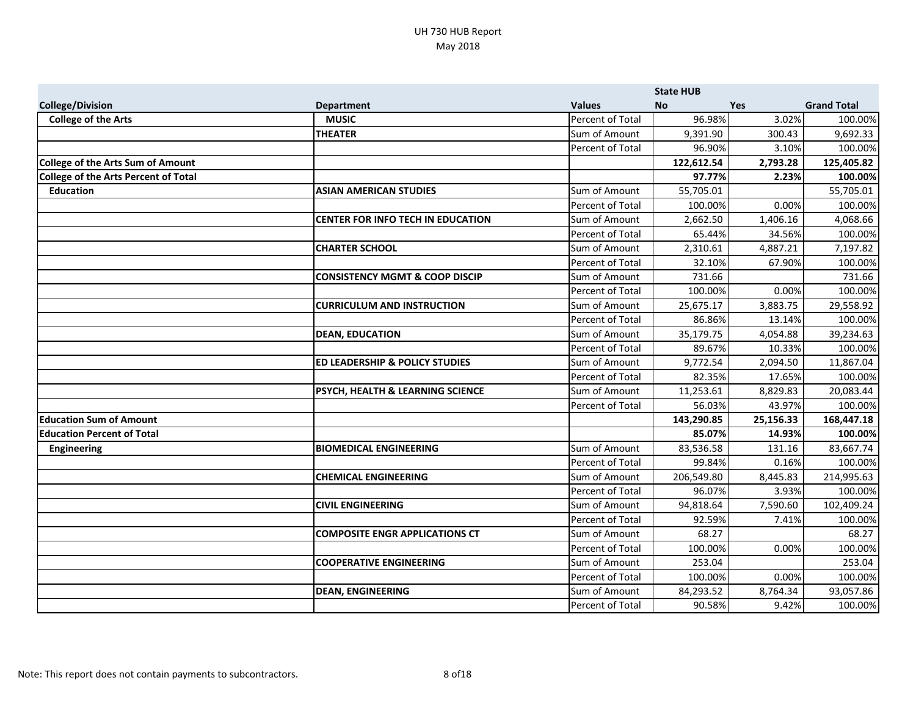| | | | State HUB | | |
|---|---|---|---|---|---|
| **College/Division** | **Department** | **Values** | **No** | **Yes** | **Grand Total** |
| **College of the Arts** | **MUSIC** | Percent of Total | 96.98% | 3.02% | 100.00% |
| | **THEATER** | Sum of Amount | 9,391.90 | 300.43 | 9,692.33 |
| | | Percent of Total | 96.90% | 3.10% | 100.00% |
| **College of the Arts Sum of Amount** | | | **122,612.54** | **2,793.28** | **125,405.82** |
| **College of the Arts Percent of Total** | | | **97.77%** | **2.23%** | **100.00%** |
| **Education** | **ASIAN AMERICAN STUDIES** | Sum of Amount | 55,705.01 | | 55,705.01 |
| | | Percent of Total | 100.00% | 0.00% | 100.00% |
| | **CENTER FOR INFO TECH IN EDUCATION** | Sum of Amount | 2,662.50 | 1,406.16 | 4,068.66 |
| | | Percent of Total | 65.44% | 34.56% | 100.00% |
| | **CHARTER SCHOOL** | Sum of Amount | 2,310.61 | 4,887.21 | 7,197.82 |
| | | Percent of Total | 32.10% | 67.90% | 100.00% |
| | **CONSISTENCY MGMT & COOP DISCIP** | Sum of Amount | 731.66 | | 731.66 |
| | | Percent of Total | 100.00% | 0.00% | 100.00% |
| | **CURRICULUM AND INSTRUCTION** | Sum of Amount | 25,675.17 | 3,883.75 | 29,558.92 |
| | | Percent of Total | 86.86% | 13.14% | 100.00% |
| | **DEAN, EDUCATION** | Sum of Amount | 35,179.75 | 4,054.88 | 39,234.63 |
| | | Percent of Total | 89.67% | 10.33% | 100.00% |
| | **ED LEADERSHIP & POLICY STUDIES** | Sum of Amount | 9,772.54 | 2,094.50 | 11,867.04 |
| | | Percent of Total | 82.35% | 17.65% | 100.00% |
| | **PSYCH, HEALTH & LEARNING SCIENCE** | Sum of Amount | 11,253.61 | 8,829.83 | 20,083.44 |
| | | Percent of Total | 56.03% | 43.97% | 100.00% |
| **Education Sum of Amount** | | | **143,290.85** | **25,156.33** | **168,447.18** |
| **Education Percent of Total** | | | **85.07%** | **14.93%** | **100.00%** |
| **Engineering** | **BIOMEDICAL ENGINEERING** | Sum of Amount | 83,536.58 | 131.16 | 83,667.74 |
| | | Percent of Total | 99.84% | 0.16% | 100.00% |
| | **CHEMICAL ENGINEERING** | Sum of Amount | 206,549.80 | 8,445.83 | 214,995.63 |
| | | Percent of Total | 96.07% | 3.93% | 100.00% |
| | **CIVIL ENGINEERING** | Sum of Amount | 94,818.64 | 7,590.60 | 102,409.24 |
| | | Percent of Total | 92.59% | 7.41% | 100.00% |
| | **COMPOSITE ENGR APPLICATIONS CT** | Sum of Amount | 68.27 | | 68.27 |
| | | Percent of Total | 100.00% | 0.00% | 100.00% |
| | **COOPERATIVE ENGINEERING** | Sum of Amount | 253.04 | | 253.04 |
| | | Percent of Total | 100.00% | 0.00% | 100.00% |
| | **DEAN, ENGINEERING** | Sum of Amount | 84,293.52 | 8,764.34 | 93,057.86 |
| | | Percent of Total | 90.58% | 9.42% | 100.00% |

Note: This report does not contain payments to subcontractors.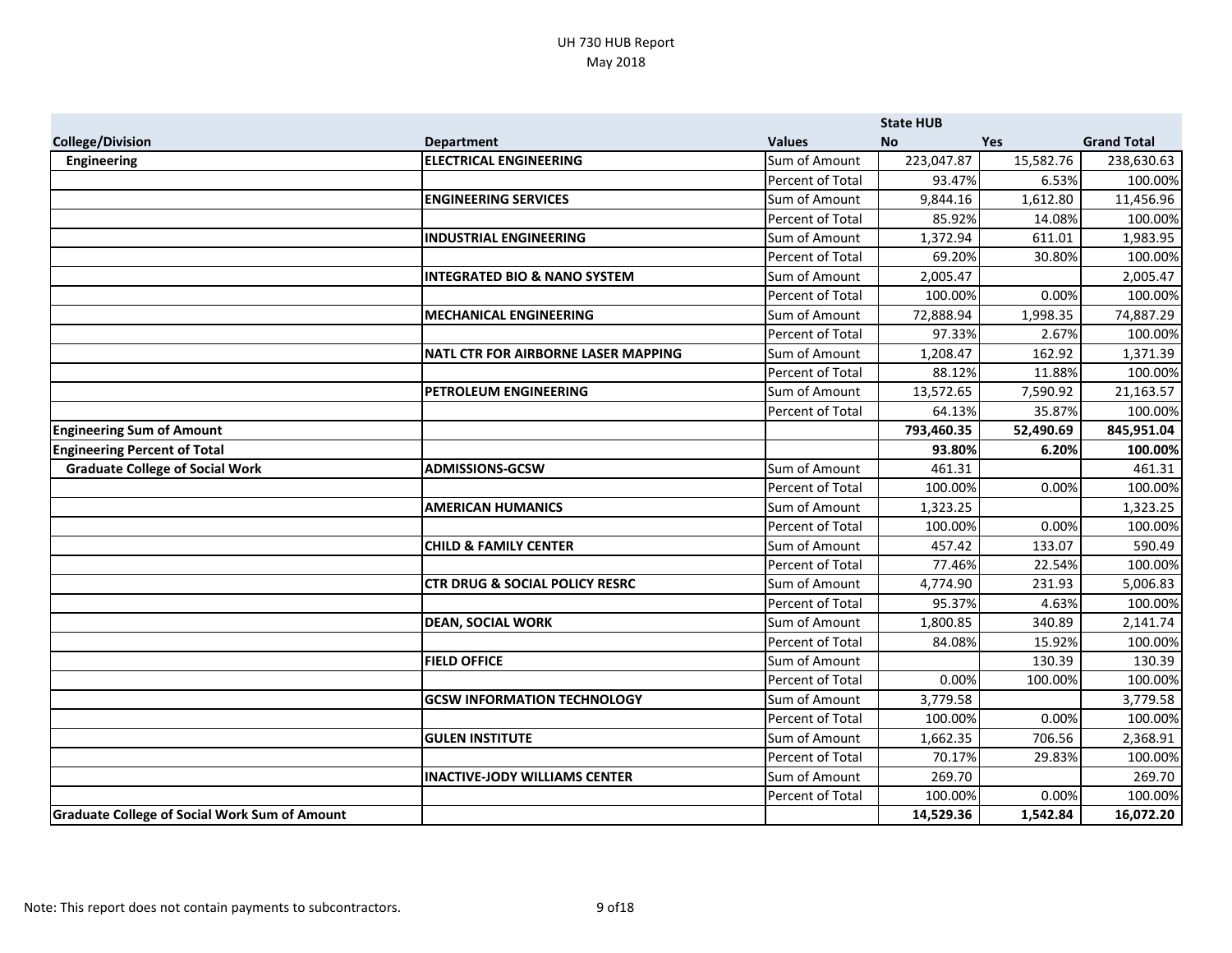| | | | State HUB | | |
|---|---|---|---|---|---|
| **College/Division** | **Department** | **Values** | **No** | **Yes** | **Grand Total** |
| **Engineering** | **ELECTRICAL ENGINEERING** | Sum of Amount | 223,047.87 | 15,582.76 | 238,630.63 |
| | | Percent of Total | 93.47% | 6.53% | 100.00% |
| | **ENGINEERING SERVICES** | Sum of Amount | 9,844.16 | 1,612.80 | 11,456.96 |
| | | Percent of Total | 85.92% | 14.08% | 100.00% |
| | **INDUSTRIAL ENGINEERING** | Sum of Amount | 1,372.94 | 611.01 | 1,983.95 |
| | | Percent of Total | 69.20% | 30.80% | 100.00% |
| | **INTEGRATED BIO & NANO SYSTEM** | Sum of Amount | 2,005.47 | | 2,005.47 |
| | | Percent of Total | 100.00% | 0.00% | 100.00% |
| | **MECHANICAL ENGINEERING** | Sum of Amount | 72,888.94 | 1,998.35 | 74,887.29 |
| | | Percent of Total | 97.33% | 2.67% | 100.00% |
| | **NATL CTR FOR AIRBORNE LASER MAPPING** | Sum of Amount | 1,208.47 | 162.92 | 1,371.39 |
| | | Percent of Total | 88.12% | 11.88% | 100.00% |
| | **PETROLEUM ENGINEERING** | Sum of Amount | 13,572.65 | 7,590.92 | 21,163.57 |
| | | Percent of Total | 64.13% | 35.87% | 100.00% |
| **Engineering Sum of Amount** | | | **793,460.35** | **52,490.69** | **845,951.04** |
| **Engineering Percent of Total** | | | **93.80%** | **6.20%** | **100.00%** |
| **Graduate College of Social Work** | **ADMISSIONS-GCSW** | Sum of Amount | 461.31 | | 461.31 |
| | | Percent of Total | 100.00% | 0.00% | 100.00% |
| | **AMERICAN HUMANICS** | Sum of Amount | 1,323.25 | | 1,323.25 |
| | | Percent of Total | 100.00% | 0.00% | 100.00% |
| | **CHILD & FAMILY CENTER** | Sum of Amount | 457.42 | 133.07 | 590.49 |
| | | Percent of Total | 77.46% | 22.54% | 100.00% |
| | **CTR DRUG & SOCIAL POLICY RESRC** | Sum of Amount | 4,774.90 | 231.93 | 5,006.83 |
| | | Percent of Total | 95.37% | 4.63% | 100.00% |
| | **DEAN, SOCIAL WORK** | Sum of Amount | 1,800.85 | 340.89 | 2,141.74 |
| | | Percent of Total | 84.08% | 15.92% | 100.00% |
| | **FIELD OFFICE** | Sum of Amount | | 130.39 | 130.39 |
| | | Percent of Total | 0.00% | 100.00% | 100.00% |
| | **GCSW INFORMATION TECHNOLOGY** | Sum of Amount | 3,779.58 | | 3,779.58 |
| | | Percent of Total | 100.00% | 0.00% | 100.00% |
| | **GULEN INSTITUTE** | Sum of Amount | 1,662.35 | 706.56 | 2,368.91 |
| | | Percent of Total | 70.17% | 29.83% | 100.00% |
| | **INACTIVE-JODY WILLIAMS CENTER** | Sum of Amount | 269.70 | | 269.70 |
| | | Percent of Total | 100.00% | 0.00% | 100.00% |
| **Graduate College of Social Work Sum of Amount** | | | **14,529.36** | **1,542.84** | **16,072.20** |

Note: This report does not contain payments to subcontractors.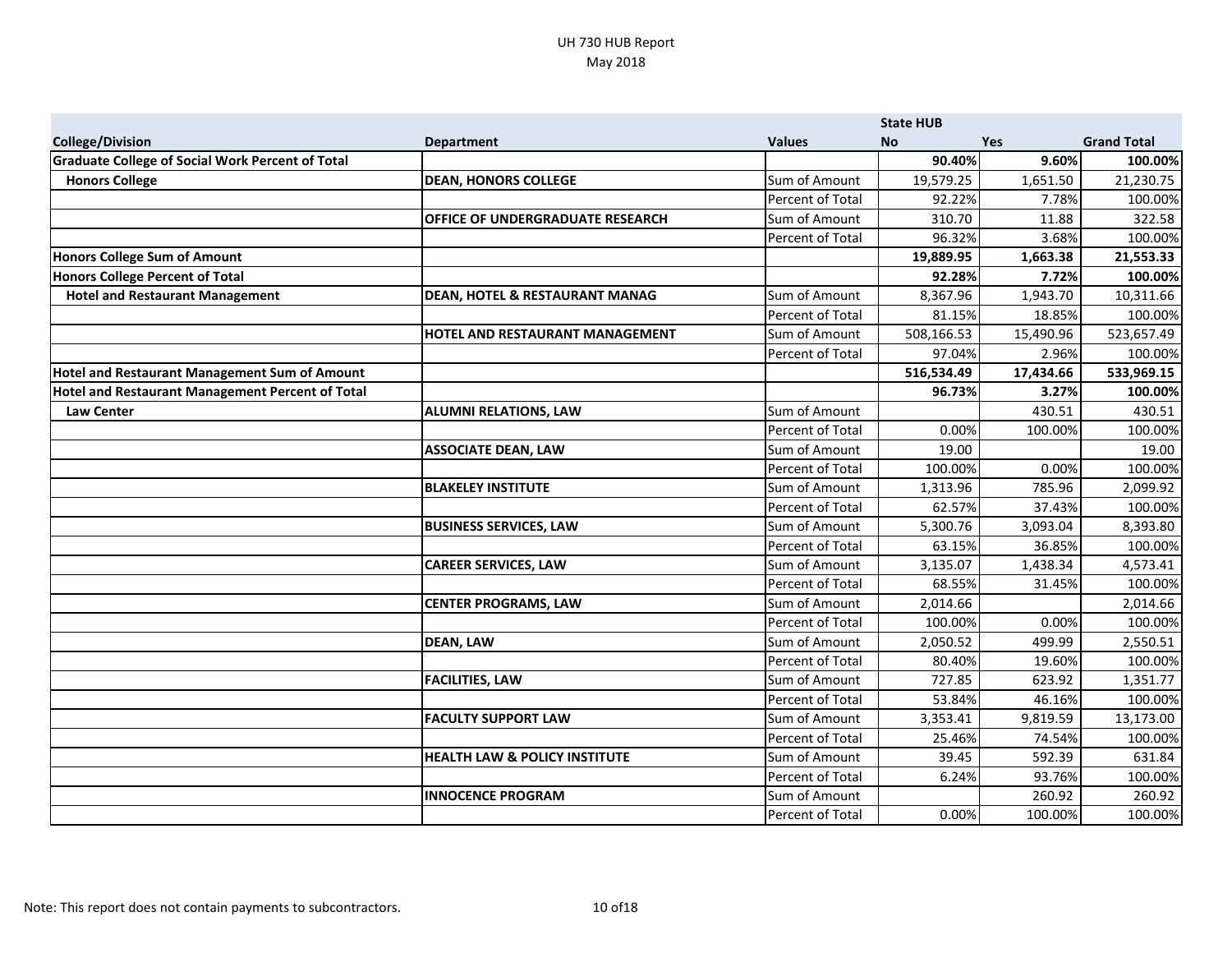# UH 730 HUB Report
May 2018

| | | | State HUB | | |
|---|---|---|---|---|---|
| **College/Division** | **Department** | **Values** | **No** | **Yes** | **Grand Total** |
| **Graduate College of Social Work Percent of Total** | | | **90.40%** | **9.60%** | **100.00%** |
| **Honors College** | **DEAN, HONORS COLLEGE** | Sum of Amount | 19,579.25 | 1,651.50 | 21,230.75 |
| | | Percent of Total | 92.22% | 7.78% | 100.00% |
| | **OFFICE OF UNDERGRADUATE RESEARCH** | Sum of Amount | 310.70 | 11.88 | 322.58 |
| | | Percent of Total | 96.32% | 3.68% | 100.00% |
| **Honors College Sum of Amount** | | | **19,889.95** | **1,663.38** | **21,553.33** |
| **Honors College Percent of Total** | | | **92.28%** | **7.72%** | **100.00%** |
| **Hotel and Restaurant Management** | **DEAN, HOTEL & RESTAURANT MANAG** | Sum of Amount | 8,367.96 | 1,943.70 | 10,311.66 |
| | | Percent of Total | 81.15% | 18.85% | 100.00% |
| | **HOTEL AND RESTAURANT MANAGEMENT** | Sum of Amount | 508,166.53 | 15,490.96 | 523,657.49 |
| | | Percent of Total | 97.04% | 2.96% | 100.00% |
| **Hotel and Restaurant Management Sum of Amount** | | | **516,534.49** | **17,434.66** | **533,969.15** |
| **Hotel and Restaurant Management Percent of Total** | | | **96.73%** | **3.27%** | **100.00%** |
| **Law Center** | **ALUMNI RELATIONS, LAW** | Sum of Amount | | 430.51 | 430.51 |
| | | Percent of Total | 0.00% | 100.00% | 100.00% |
| | **ASSOCIATE DEAN, LAW** | Sum of Amount | 19.00 | | 19.00 |
| | | Percent of Total | 100.00% | 0.00% | 100.00% |
| | **BLAKELEY INSTITUTE** | Sum of Amount | 1,313.96 | 785.96 | 2,099.92 |
| | | Percent of Total | 62.57% | 37.43% | 100.00% |
| | **BUSINESS SERVICES, LAW** | Sum of Amount | 5,300.76 | 3,093.04 | 8,393.80 |
| | | Percent of Total | 63.15% | 36.85% | 100.00% |
| | **CAREER SERVICES, LAW** | Sum of Amount | 3,135.07 | 1,438.34 | 4,573.41 |
| | | Percent of Total | 68.55% | 31.45% | 100.00% |
| | **CENTER PROGRAMS, LAW** | Sum of Amount | 2,014.66 | | 2,014.66 |
| | | Percent of Total | 100.00% | 0.00% | 100.00% |
| | **DEAN, LAW** | Sum of Amount | 2,050.52 | 499.99 | 2,550.51 |
| | | Percent of Total | 80.40% | 19.60% | 100.00% |
| | **FACILITIES, LAW** | Sum of Amount | 727.85 | 623.92 | 1,351.77 |
| | | Percent of Total | 53.84% | 46.16% | 100.00% |
| | **FACULTY SUPPORT LAW** | Sum of Amount | 3,353.41 | 9,819.59 | 13,173.00 |
| | | Percent of Total | 25.46% | 74.54% | 100.00% |
| | **HEALTH LAW & POLICY INSTITUTE** | Sum of Amount | 39.45 | 592.39 | 631.84 |
| | | Percent of Total | 6.24% | 93.76% | 100.00% |
| | **INNOCENCE PROGRAM** | Sum of Amount | | 260.92 | 260.92 |
| | | Percent of Total | 0.00% | 100.00% | 100.00% |

Note: This report does not contain payments to subcontractors.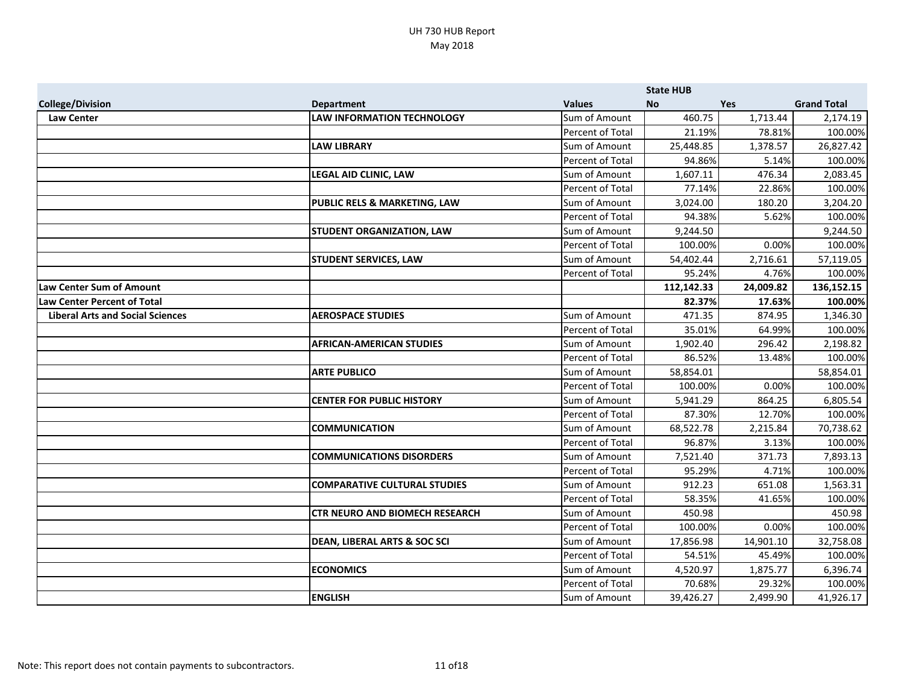| College/Division | Department | Values | State HUB No | Yes | Grand Total |
|---|---|---|---|---|---|
| **Law Center** | **LAW INFORMATION TECHNOLOGY** | Sum of Amount | 460.75 | 1,713.44 | 2,174.19 |
| | | Percent of Total | 21.19% | 78.81% | 100.00% |
| | **LAW LIBRARY** | Sum of Amount | 25,448.85 | 1,378.57 | 26,827.42 |
| | | Percent of Total | 94.86% | 5.14% | 100.00% |
| | **LEGAL AID CLINIC, LAW** | Sum of Amount | 1,607.11 | 476.34 | 2,083.45 |
| | | Percent of Total | 77.14% | 22.86% | 100.00% |
| | **PUBLIC RELS & MARKETING, LAW** | Sum of Amount | 3,024.00 | 180.20 | 3,204.20 |
| | | Percent of Total | 94.38% | 5.62% | 100.00% |
| | **STUDENT ORGANIZATION, LAW** | Sum of Amount | 9,244.50 | | 9,244.50 |
| | | Percent of Total | 100.00% | 0.00% | 100.00% |
| | **STUDENT SERVICES, LAW** | Sum of Amount | 54,402.44 | 2,716.61 | 57,119.05 |
| | | Percent of Total | 95.24% | 4.76% | 100.00% |
| **Law Center Sum of Amount** | | | **112,142.33** | **24,009.82** | **136,152.15** |
| **Law Center Percent of Total** | | | **82.37%** | **17.63%** | **100.00%** |
| **Liberal Arts and Social Sciences** | **AEROSPACE STUDIES** | Sum of Amount | 471.35 | 874.95 | 1,346.30 |
| | | Percent of Total | 35.01% | 64.99% | 100.00% |
| | **AFRICAN-AMERICAN STUDIES** | Sum of Amount | 1,902.40 | 296.42 | 2,198.82 |
| | | Percent of Total | 86.52% | 13.48% | 100.00% |
| | **ARTE PUBLICO** | Sum of Amount | 58,854.01 | | 58,854.01 |
| | | Percent of Total | 100.00% | 0.00% | 100.00% |
| | **CENTER FOR PUBLIC HISTORY** | Sum of Amount | 5,941.29 | 864.25 | 6,805.54 |
| | | Percent of Total | 87.30% | 12.70% | 100.00% |
| | **COMMUNICATION** | Sum of Amount | 68,522.78 | 2,215.84 | 70,738.62 |
| | | Percent of Total | 96.87% | 3.13% | 100.00% |
| | **COMMUNICATIONS DISORDERS** | Sum of Amount | 7,521.40 | 371.73 | 7,893.13 |
| | | Percent of Total | 95.29% | 4.71% | 100.00% |
| | **COMPARATIVE CULTURAL STUDIES** | Sum of Amount | 912.23 | 651.08 | 1,563.31 |
| | | Percent of Total | 58.35% | 41.65% | 100.00% |
| | **CTR NEURO AND BIOMECH RESEARCH** | Sum of Amount | 450.98 | | 450.98 |
| | | Percent of Total | 100.00% | 0.00% | 100.00% |
| | **DEAN, LIBERAL ARTS & SOC SCI** | Sum of Amount | 17,856.98 | 14,901.10 | 32,758.08 |
| | | Percent of Total | 54.51% | 45.49% | 100.00% |
| | **ECONOMICS** | Sum of Amount | 4,520.97 | 1,875.77 | 6,396.74 |
| | | Percent of Total | 70.68% | 29.32% | 100.00% |
| | **ENGLISH** | Sum of Amount | 39,426.27 | 2,499.90 | 41,926.17 |

Note: This report does not contain payments to subcontractors.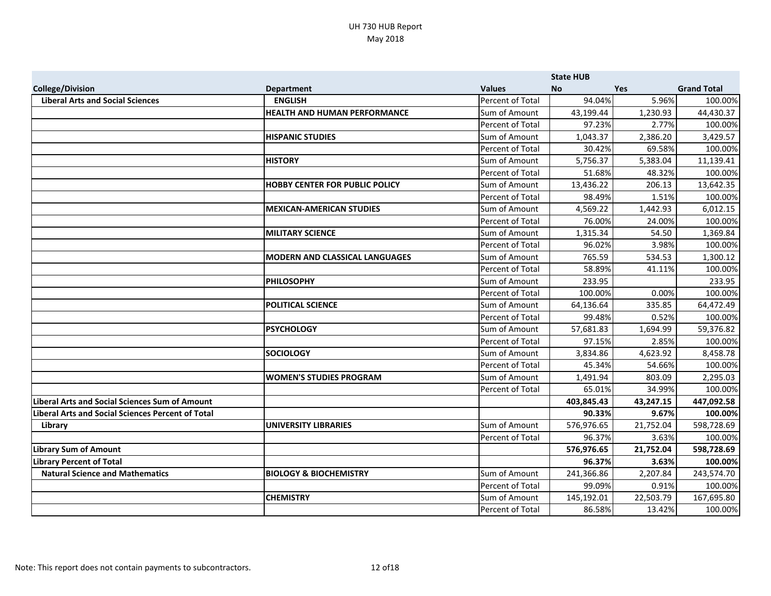UH 730 HUB Report
May 2018

| College/Division | Department | Values | State HUB No | State HUB Yes | Grand Total |
|---|---|---|---|---|---|
| Liberal Arts and Social Sciences | ENGLISH | Percent of Total | 94.04% | 5.96% | 100.00% |
| | HEALTH AND HUMAN PERFORMANCE | Sum of Amount | 43,199.44 | 1,230.93 | 44,430.37 |
| | | Percent of Total | 97.23% | 2.77% | 100.00% |
| | HISPANIC STUDIES | Sum of Amount | 1,043.37 | 2,386.20 | 3,429.57 |
| | | Percent of Total | 30.42% | 69.58% | 100.00% |
| | HISTORY | Sum of Amount | 5,756.37 | 5,383.04 | 11,139.41 |
| | | Percent of Total | 51.68% | 48.32% | 100.00% |
| | HOBBY CENTER FOR PUBLIC POLICY | Sum of Amount | 13,436.22 | 206.13 | 13,642.35 |
| | | Percent of Total | 98.49% | 1.51% | 100.00% |
| | MEXICAN-AMERICAN STUDIES | Sum of Amount | 4,569.22 | 1,442.93 | 6,012.15 |
| | | Percent of Total | 76.00% | 24.00% | 100.00% |
| | MILITARY SCIENCE | Sum of Amount | 1,315.34 | 54.50 | 1,369.84 |
| | | Percent of Total | 96.02% | 3.98% | 100.00% |
| | MODERN AND CLASSICAL LANGUAGES | Sum of Amount | 765.59 | 534.53 | 1,300.12 |
| | | Percent of Total | 58.89% | 41.11% | 100.00% |
| | PHILOSOPHY | Sum of Amount | 233.95 | | 233.95 |
| | | Percent of Total | 100.00% | 0.00% | 100.00% |
| | POLITICAL SCIENCE | Sum of Amount | 64,136.64 | 335.85 | 64,472.49 |
| | | Percent of Total | 99.48% | 0.52% | 100.00% |
| | PSYCHOLOGY | Sum of Amount | 57,681.83 | 1,694.99 | 59,376.82 |
| | | Percent of Total | 97.15% | 2.85% | 100.00% |
| | SOCIOLOGY | Sum of Amount | 3,834.86 | 4,623.92 | 8,458.78 |
| | | Percent of Total | 45.34% | 54.66% | 100.00% |
| | WOMEN'S STUDIES PROGRAM | Sum of Amount | 1,491.94 | 803.09 | 2,295.03 |
| | | Percent of Total | 65.01% | 34.99% | 100.00% |
| **Liberal Arts and Social Sciences Sum of Amount** | | | **403,845.43** | **43,247.15** | **447,092.58** |
| **Liberal Arts and Social Sciences Percent of Total** | | | **90.33%** | **9.67%** | **100.00%** |
| Library | UNIVERSITY LIBRARIES | Sum of Amount | 576,976.65 | 21,752.04 | 598,728.69 |
| | | Percent of Total | 96.37% | 3.63% | 100.00% |
| **Library Sum of Amount** | | | **576,976.65** | **21,752.04** | **598,728.69** |
| **Library Percent of Total** | | | **96.37%** | **3.63%** | **100.00%** |
| Natural Science and Mathematics | BIOLOGY & BIOCHEMISTRY | Sum of Amount | 241,366.86 | 2,207.84 | 243,574.70 |
| | | Percent of Total | 99.09% | 0.91% | 100.00% |
| | CHEMISTRY | Sum of Amount | 145,192.01 | 22,503.79 | 167,695.80 |
| | | Percent of Total | 86.58% | 13.42% | 100.00% |

Note: This report does not contain payments to subcontractors.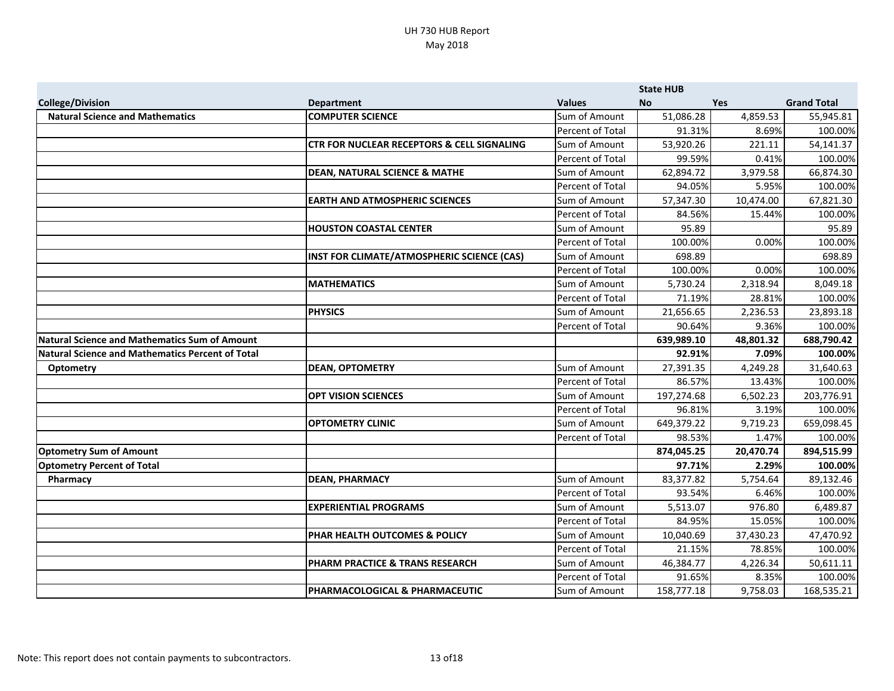UH 730 HUB Report
May 2018

| College/Division | Department | Values | State HUB No | Yes | Grand Total |
|---|---|---|---|---|---|
| **Natural Science and Mathematics** | **COMPUTER SCIENCE** | Sum of Amount | 51,086.28 | 4,859.53 | 55,945.81 |
| | | Percent of Total | 91.31% | 8.69% | 100.00% |
| | **CTR FOR NUCLEAR RECEPTORS & CELL SIGNALING** | Sum of Amount | 53,920.26 | 221.11 | 54,141.37 |
| | | Percent of Total | 99.59% | 0.41% | 100.00% |
| | **DEAN, NATURAL SCIENCE & MATHE** | Sum of Amount | 62,894.72 | 3,979.58 | 66,874.30 |
| | | Percent of Total | 94.05% | 5.95% | 100.00% |
| | **EARTH AND ATMOSPHERIC SCIENCES** | Sum of Amount | 57,347.30 | 10,474.00 | 67,821.30 |
| | | Percent of Total | 84.56% | 15.44% | 100.00% |
| | **HOUSTON COASTAL CENTER** | Sum of Amount | 95.89 | | 95.89 |
| | | Percent of Total | 100.00% | 0.00% | 100.00% |
| | **INST FOR CLIMATE/ATMOSPHERIC SCIENCE (CAS)** | Sum of Amount | 698.89 | | 698.89 |
| | | Percent of Total | 100.00% | 0.00% | 100.00% |
| | **MATHEMATICS** | Sum of Amount | 5,730.24 | 2,318.94 | 8,049.18 |
| | | Percent of Total | 71.19% | 28.81% | 100.00% |
| | **PHYSICS** | Sum of Amount | 21,656.65 | 2,236.53 | 23,893.18 |
| | | Percent of Total | 90.64% | 9.36% | 100.00% |
| **Natural Science and Mathematics Sum of Amount** | | | **639,989.10** | **48,801.32** | **688,790.42** |
| **Natural Science and Mathematics Percent of Total** | | | **92.91%** | **7.09%** | **100.00%** |
| **Optometry** | **DEAN, OPTOMETRY** | Sum of Amount | 27,391.35 | 4,249.28 | 31,640.63 |
| | | Percent of Total | 86.57% | 13.43% | 100.00% |
| | **OPT VISION SCIENCES** | Sum of Amount | 197,274.68 | 6,502.23 | 203,776.91 |
| | | Percent of Total | 96.81% | 3.19% | 100.00% |
| | **OPTOMETRY CLINIC** | Sum of Amount | 649,379.22 | 9,719.23 | 659,098.45 |
| | | Percent of Total | 98.53% | 1.47% | 100.00% |
| **Optometry Sum of Amount** | | | **874,045.25** | **20,470.74** | **894,515.99** |
| **Optometry Percent of Total** | | | **97.71%** | **2.29%** | **100.00%** |
| **Pharmacy** | **DEAN, PHARMACY** | Sum of Amount | 83,377.82 | 5,754.64 | 89,132.46 |
| | | Percent of Total | 93.54% | 6.46% | 100.00% |
| | **EXPERIENTIAL PROGRAMS** | Sum of Amount | 5,513.07 | 976.80 | 6,489.87 |
| | | Percent of Total | 84.95% | 15.05% | 100.00% |
| | **PHAR HEALTH OUTCOMES & POLICY** | Sum of Amount | 10,040.69 | 37,430.23 | 47,470.92 |
| | | Percent of Total | 21.15% | 78.85% | 100.00% |
| | **PHARM PRACTICE & TRANS RESEARCH** | Sum of Amount | 46,384.77 | 4,226.34 | 50,611.11 |
| | | Percent of Total | 91.65% | 8.35% | 100.00% |
| | **PHARMACOLOGICAL & PHARMACEUTIC** | Sum of Amount | 158,777.18 | 9,758.03 | 168,535.21 |

Note: This report does not contain payments to subcontractors.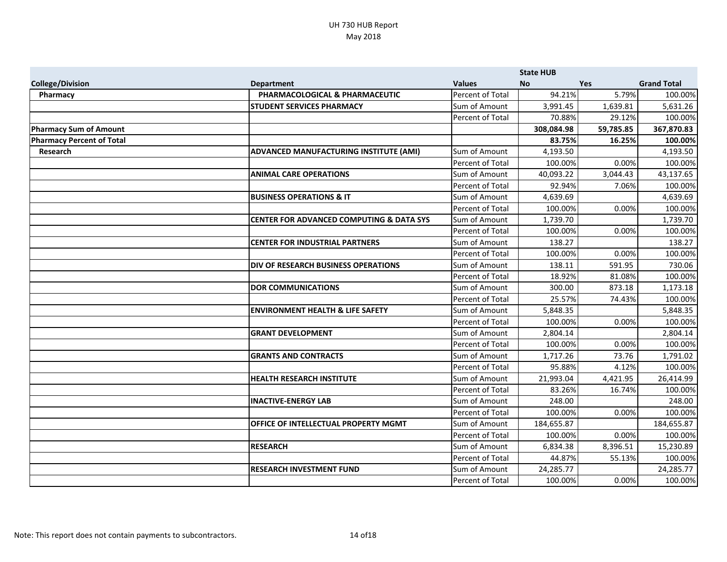| | | | State HUB | | |
|---|---|---|---|---|---|
| **College/Division** | **Department** | **Values** | **No** | **Yes** | **Grand Total** |
| **Pharmacy** | **PHARMACOLOGICAL & PHARMACEUTIC** | Percent of Total | 94.21% | 5.79% | 100.00% |
| | **STUDENT SERVICES PHARMACY** | Sum of Amount | 3,991.45 | 1,639.81 | 5,631.26 |
| | | Percent of Total | 70.88% | 29.12% | 100.00% |
| **Pharmacy Sum of Amount** | | | **308,084.98** | **59,785.85** | **367,870.83** |
| **Pharmacy Percent of Total** | | | **83.75%** | **16.25%** | **100.00%** |
| **Research** | **ADVANCED MANUFACTURING INSTITUTE (AMI)** | Sum of Amount | 4,193.50 | | 4,193.50 |
| | | Percent of Total | 100.00% | 0.00% | 100.00% |
| | **ANIMAL CARE OPERATIONS** | Sum of Amount | 40,093.22 | 3,044.43 | 43,137.65 |
| | | Percent of Total | 92.94% | 7.06% | 100.00% |
| | **BUSINESS OPERATIONS & IT** | Sum of Amount | 4,639.69 | | 4,639.69 |
| | | Percent of Total | 100.00% | 0.00% | 100.00% |
| | **CENTER FOR ADVANCED COMPUTING & DATA SYS** | Sum of Amount | 1,739.70 | | 1,739.70 |
| | | Percent of Total | 100.00% | 0.00% | 100.00% |
| | **CENTER FOR INDUSTRIAL PARTNERS** | Sum of Amount | 138.27 | | 138.27 |
| | | Percent of Total | 100.00% | 0.00% | 100.00% |
| | **DIV OF RESEARCH BUSINESS OPERATIONS** | Sum of Amount | 138.11 | 591.95 | 730.06 |
| | | Percent of Total | 18.92% | 81.08% | 100.00% |
| | **DOR COMMUNICATIONS** | Sum of Amount | 300.00 | 873.18 | 1,173.18 |
| | | Percent of Total | 25.57% | 74.43% | 100.00% |
| | **ENVIRONMENT HEALTH & LIFE SAFETY** | Sum of Amount | 5,848.35 | | 5,848.35 |
| | | Percent of Total | 100.00% | 0.00% | 100.00% |
| | **GRANT DEVELOPMENT** | Sum of Amount | 2,804.14 | | 2,804.14 |
| | | Percent of Total | 100.00% | 0.00% | 100.00% |
| | **GRANTS AND CONTRACTS** | Sum of Amount | 1,717.26 | 73.76 | 1,791.02 |
| | | Percent of Total | 95.88% | 4.12% | 100.00% |
| | **HEALTH RESEARCH INSTITUTE** | Sum of Amount | 21,993.04 | 4,421.95 | 26,414.99 |
| | | Percent of Total | 83.26% | 16.74% | 100.00% |
| | **INACTIVE-ENERGY LAB** | Sum of Amount | 248.00 | | 248.00 |
| | | Percent of Total | 100.00% | 0.00% | 100.00% |
| | **OFFICE OF INTELLECTUAL PROPERTY MGMT** | Sum of Amount | 184,655.87 | | 184,655.87 |
| | | Percent of Total | 100.00% | 0.00% | 100.00% |
| | **RESEARCH** | Sum of Amount | 6,834.38 | 8,396.51 | 15,230.89 |
| | | Percent of Total | 44.87% | 55.13% | 100.00% |
| | **RESEARCH INVESTMENT FUND** | Sum of Amount | 24,285.77 | | 24,285.77 |
| | | Percent of Total | 100.00% | 0.00% | 100.00% |

Note: This report does not contain payments to subcontractors.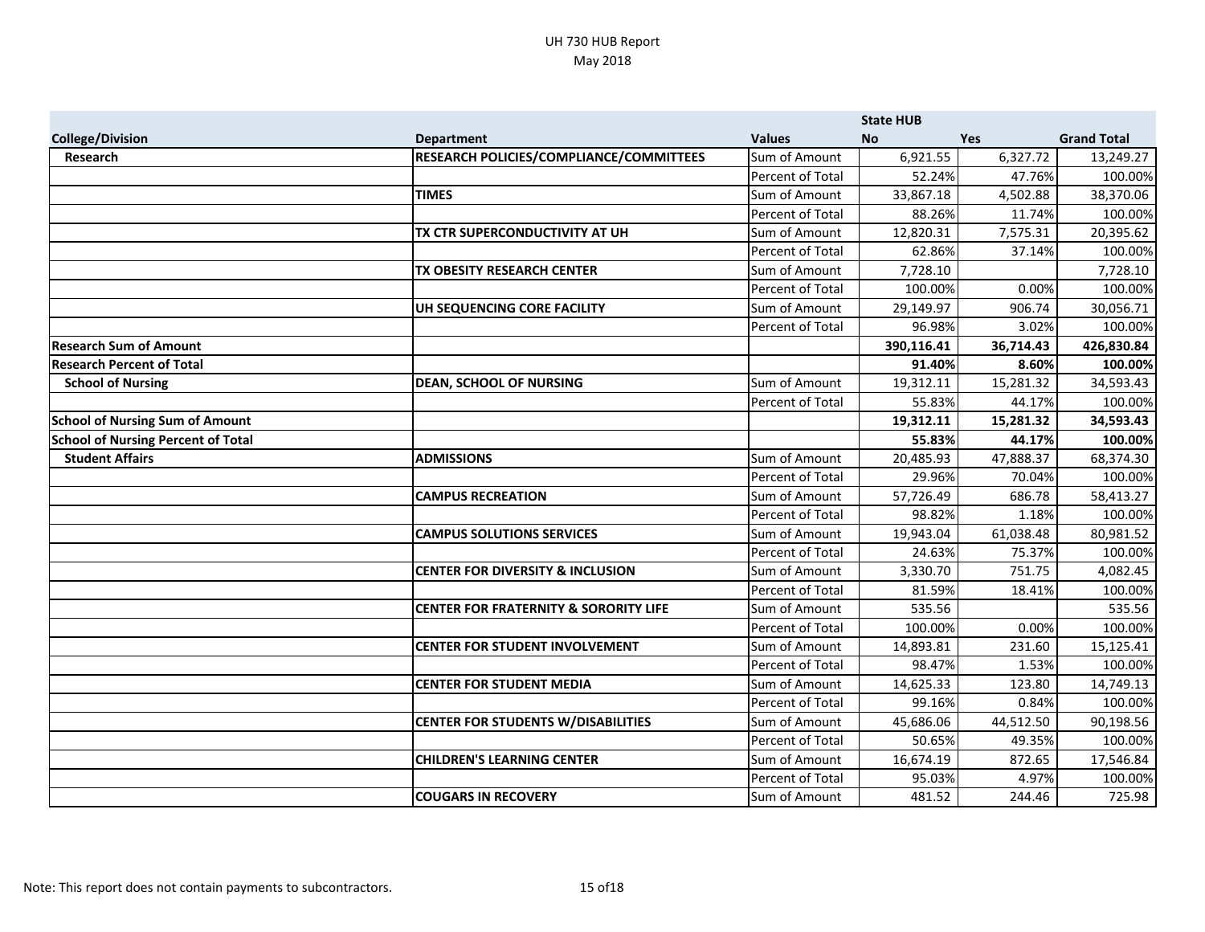UH 730 HUB Report
May 2018

| College/Division | Department | Values | State HUB No | Yes | Grand Total |
|---|---|---|---|---|---|
| **Research** | **RESEARCH POLICIES/COMPLIANCE/COMMITTEES** | Sum of Amount | 6,921.55 | 6,327.72 | 13,249.27 |
| | | Percent of Total | 52.24% | 47.76% | 100.00% |
| | **TIMES** | Sum of Amount | 33,867.18 | 4,502.88 | 38,370.06 |
| | | Percent of Total | 88.26% | 11.74% | 100.00% |
| | **TX CTR SUPERCONDUCTIVITY AT UH** | Sum of Amount | 12,820.31 | 7,575.31 | 20,395.62 |
| | | Percent of Total | 62.86% | 37.14% | 100.00% |
| | **TX OBESITY RESEARCH CENTER** | Sum of Amount | 7,728.10 | | 7,728.10 |
| | | Percent of Total | 100.00% | 0.00% | 100.00% |
| | **UH SEQUENCING CORE FACILITY** | Sum of Amount | 29,149.97 | 906.74 | 30,056.71 |
| | | Percent of Total | 96.98% | 3.02% | 100.00% |
| **Research Sum of Amount** | | | **390,116.41** | **36,714.43** | **426,830.84** |
| **Research Percent of Total** | | | **91.40%** | **8.60%** | **100.00%** |
| **School of Nursing** | **DEAN, SCHOOL OF NURSING** | Sum of Amount | 19,312.11 | 15,281.32 | 34,593.43 |
| | | Percent of Total | 55.83% | 44.17% | 100.00% |
| **School of Nursing Sum of Amount** | | | **19,312.11** | **15,281.32** | **34,593.43** |
| **School of Nursing Percent of Total** | | | **55.83%** | **44.17%** | **100.00%** |
| **Student Affairs** | **ADMISSIONS** | Sum of Amount | 20,485.93 | 47,888.37 | 68,374.30 |
| | | Percent of Total | 29.96% | 70.04% | 100.00% |
| | **CAMPUS RECREATION** | Sum of Amount | 57,726.49 | 686.78 | 58,413.27 |
| | | Percent of Total | 98.82% | 1.18% | 100.00% |
| | **CAMPUS SOLUTIONS SERVICES** | Sum of Amount | 19,943.04 | 61,038.48 | 80,981.52 |
| | | Percent of Total | 24.63% | 75.37% | 100.00% |
| | **CENTER FOR DIVERSITY & INCLUSION** | Sum of Amount | 3,330.70 | 751.75 | 4,082.45 |
| | | Percent of Total | 81.59% | 18.41% | 100.00% |
| | **CENTER FOR FRATERNITY & SORORITY LIFE** | Sum of Amount | 535.56 | | 535.56 |
| | | Percent of Total | 100.00% | 0.00% | 100.00% |
| | **CENTER FOR STUDENT INVOLVEMENT** | Sum of Amount | 14,893.81 | 231.60 | 15,125.41 |
| | | Percent of Total | 98.47% | 1.53% | 100.00% |
| | **CENTER FOR STUDENT MEDIA** | Sum of Amount | 14,625.33 | 123.80 | 14,749.13 |
| | | Percent of Total | 99.16% | 0.84% | 100.00% |
| | **CENTER FOR STUDENTS W/DISABILITIES** | Sum of Amount | 45,686.06 | 44,512.50 | 90,198.56 |
| | | Percent of Total | 50.65% | 49.35% | 100.00% |
| | **CHILDREN'S LEARNING CENTER** | Sum of Amount | 16,674.19 | 872.65 | 17,546.84 |
| | | Percent of Total | 95.03% | 4.97% | 100.00% |
| | **COUGARS IN RECOVERY** | Sum of Amount | 481.52 | 244.46 | 725.98 |

Note: This report does not contain payments to subcontractors.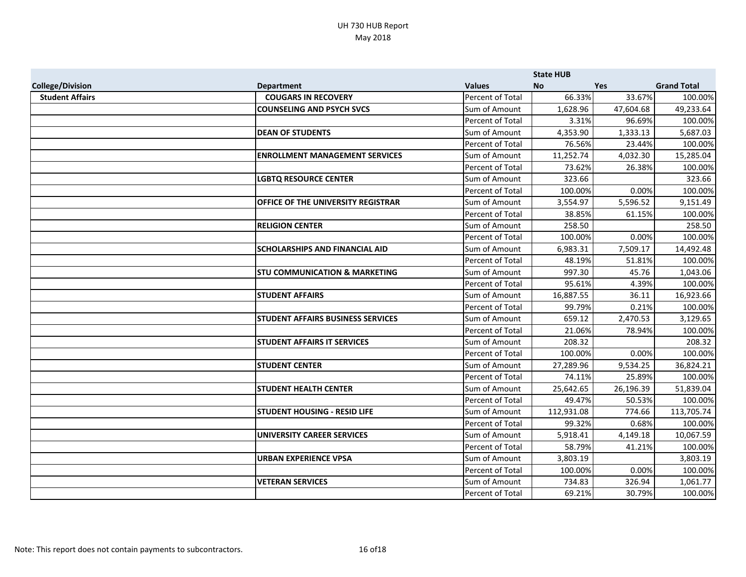UH 730 HUB Report
May 2018

| | | | State HUB | | |
|---|---|---|---|---|---|
| College/Division | Department | Values | No | Yes | Grand Total |
| **Student Affairs** | **COUGARS IN RECOVERY** | Percent of Total | 66.33% | 33.67% | 100.00% |
| | **COUNSELING AND PSYCH SVCS** | Sum of Amount | 1,628.96 | 47,604.68 | 49,233.64 |
| | | Percent of Total | 3.31% | 96.69% | 100.00% |
| | **DEAN OF STUDENTS** | Sum of Amount | 4,353.90 | 1,333.13 | 5,687.03 |
| | | Percent of Total | 76.56% | 23.44% | 100.00% |
| | **ENROLLMENT MANAGEMENT SERVICES** | Sum of Amount | 11,252.74 | 4,032.30 | 15,285.04 |
| | | Percent of Total | 73.62% | 26.38% | 100.00% |
| | **LGBTQ RESOURCE CENTER** | Sum of Amount | 323.66 | | 323.66 |
| | | Percent of Total | 100.00% | 0.00% | 100.00% |
| | **OFFICE OF THE UNIVERSITY REGISTRAR** | Sum of Amount | 3,554.97 | 5,596.52 | 9,151.49 |
| | | Percent of Total | 38.85% | 61.15% | 100.00% |
| | **RELIGION CENTER** | Sum of Amount | 258.50 | | 258.50 |
| | | Percent of Total | 100.00% | 0.00% | 100.00% |
| | **SCHOLARSHIPS AND FINANCIAL AID** | Sum of Amount | 6,983.31 | 7,509.17 | 14,492.48 |
| | | Percent of Total | 48.19% | 51.81% | 100.00% |
| | **STU COMMUNICATION & MARKETING** | Sum of Amount | 997.30 | 45.76 | 1,043.06 |
| | | Percent of Total | 95.61% | 4.39% | 100.00% |
| | **STUDENT AFFAIRS** | Sum of Amount | 16,887.55 | 36.11 | 16,923.66 |
| | | Percent of Total | 99.79% | 0.21% | 100.00% |
| | **STUDENT AFFAIRS BUSINESS SERVICES** | Sum of Amount | 659.12 | 2,470.53 | 3,129.65 |
| | | Percent of Total | 21.06% | 78.94% | 100.00% |
| | **STUDENT AFFAIRS IT SERVICES** | Sum of Amount | 208.32 | | 208.32 |
| | | Percent of Total | 100.00% | 0.00% | 100.00% |
| | **STUDENT CENTER** | Sum of Amount | 27,289.96 | 9,534.25 | 36,824.21 |
| | | Percent of Total | 74.11% | 25.89% | 100.00% |
| | **STUDENT HEALTH CENTER** | Sum of Amount | 25,642.65 | 26,196.39 | 51,839.04 |
| | | Percent of Total | 49.47% | 50.53% | 100.00% |
| | **STUDENT HOUSING - RESID LIFE** | Sum of Amount | 112,931.08 | 774.66 | 113,705.74 |
| | | Percent of Total | 99.32% | 0.68% | 100.00% |
| | **UNIVERSITY CAREER SERVICES** | Sum of Amount | 5,918.41 | 4,149.18 | 10,067.59 |
| | | Percent of Total | 58.79% | 41.21% | 100.00% |
| | **URBAN EXPERIENCE VPSA** | Sum of Amount | 3,803.19 | | 3,803.19 |
| | | Percent of Total | 100.00% | 0.00% | 100.00% |
| | **VETERAN SERVICES** | Sum of Amount | 734.83 | 326.94 | 1,061.77 |
| | | Percent of Total | 69.21% | 30.79% | 100.00% |

Note: This report does not contain payments to subcontractors.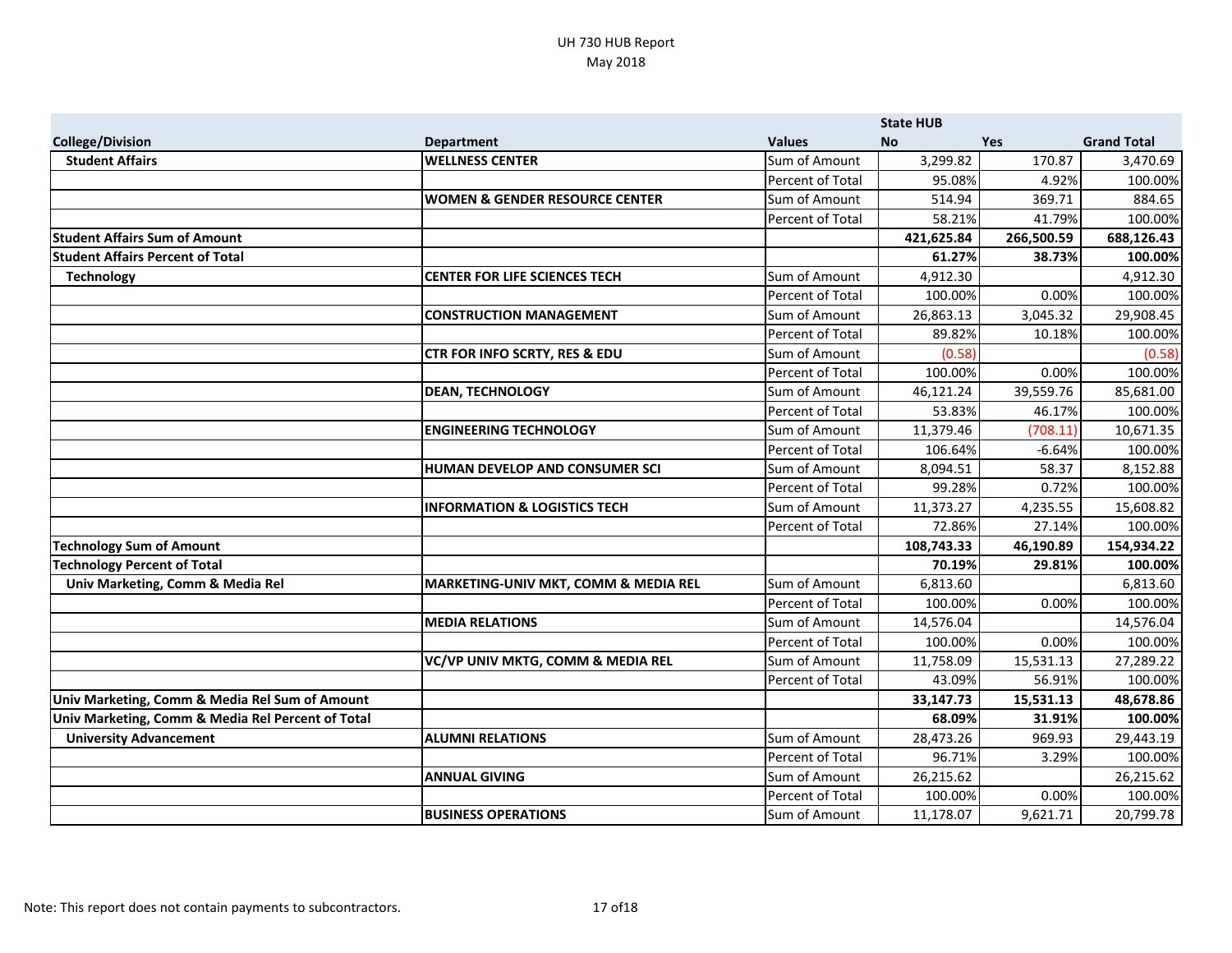UH 730 HUB Report
May 2018

| | | | State HUB | | |
|---|---|---|---|---|---|
| **College/Division** | **Department** | **Values** | **No** | **Yes** | **Grand Total** |
| **Student Affairs** | **WELLNESS CENTER** | Sum of Amount | 3,299.82 | 170.87 | 3,470.69 |
| | | Percent of Total | 95.08% | 4.92% | 100.00% |
| | **WOMEN & GENDER RESOURCE CENTER** | Sum of Amount | 514.94 | 369.71 | 884.65 |
| | | Percent of Total | 58.21% | 41.79% | 100.00% |
| **Student Affairs Sum of Amount** | | | **421,625.84** | **266,500.59** | **688,126.43** |
| **Student Affairs Percent of Total** | | | **61.27%** | **38.73%** | **100.00%** |
| **Technology** | **CENTER FOR LIFE SCIENCES TECH** | Sum of Amount | 4,912.30 | | 4,912.30 |
| | | Percent of Total | 100.00% | 0.00% | 100.00% |
| | **CONSTRUCTION MANAGEMENT** | Sum of Amount | 26,863.13 | 3,045.32 | 29,908.45 |
| | | Percent of Total | 89.82% | 10.18% | 100.00% |
| | **CTR FOR INFO SCRTY, RES & EDU** | Sum of Amount | (0.58) | | (0.58) |
| | | Percent of Total | 100.00% | 0.00% | 100.00% |
| | **DEAN, TECHNOLOGY** | Sum of Amount | 46,121.24 | 39,559.76 | 85,681.00 |
| | | Percent of Total | 53.83% | 46.17% | 100.00% |
| | **ENGINEERING TECHNOLOGY** | Sum of Amount | 11,379.46 | (708.11) | 10,671.35 |
| | | Percent of Total | 106.64% | -6.64% | 100.00% |
| | **HUMAN DEVELOP AND CONSUMER SCI** | Sum of Amount | 8,094.51 | 58.37 | 8,152.88 |
| | | Percent of Total | 99.28% | 0.72% | 100.00% |
| | **INFORMATION & LOGISTICS TECH** | Sum of Amount | 11,373.27 | 4,235.55 | 15,608.82 |
| | | Percent of Total | 72.86% | 27.14% | 100.00% |
| **Technology Sum of Amount** | | | **108,743.33** | **46,190.89** | **154,934.22** |
| **Technology Percent of Total** | | | **70.19%** | **29.81%** | **100.00%** |
| **Univ Marketing, Comm & Media Rel** | **MARKETING-UNIV MKT, COMM & MEDIA REL** | Sum of Amount | 6,813.60 | | 6,813.60 |
| | | Percent of Total | 100.00% | 0.00% | 100.00% |
| | **MEDIA RELATIONS** | Sum of Amount | 14,576.04 | | 14,576.04 |
| | | Percent of Total | 100.00% | 0.00% | 100.00% |
| | **VC/VP UNIV MKTG, COMM & MEDIA REL** | Sum of Amount | 11,758.09 | 15,531.13 | 27,289.22 |
| | | Percent of Total | 43.09% | 56.91% | 100.00% |
| **Univ Marketing, Comm & Media Rel Sum of Amount** | | | **33,147.73** | **15,531.13** | **48,678.86** |
| **Univ Marketing, Comm & Media Rel Percent of Total** | | | **68.09%** | **31.91%** | **100.00%** |
| **University Advancement** | **ALUMNI RELATIONS** | Sum of Amount | 28,473.26 | 969.93 | 29,443.19 |
| | | Percent of Total | 96.71% | 3.29% | 100.00% |
| | **ANNUAL GIVING** | Sum of Amount | 26,215.62 | | 26,215.62 |
| | | Percent of Total | 100.00% | 0.00% | 100.00% |
| | **BUSINESS OPERATIONS** | Sum of Amount | 11,178.07 | 9,621.71 | 20,799.78 |

Note: This report does not contain payments to subcontractors.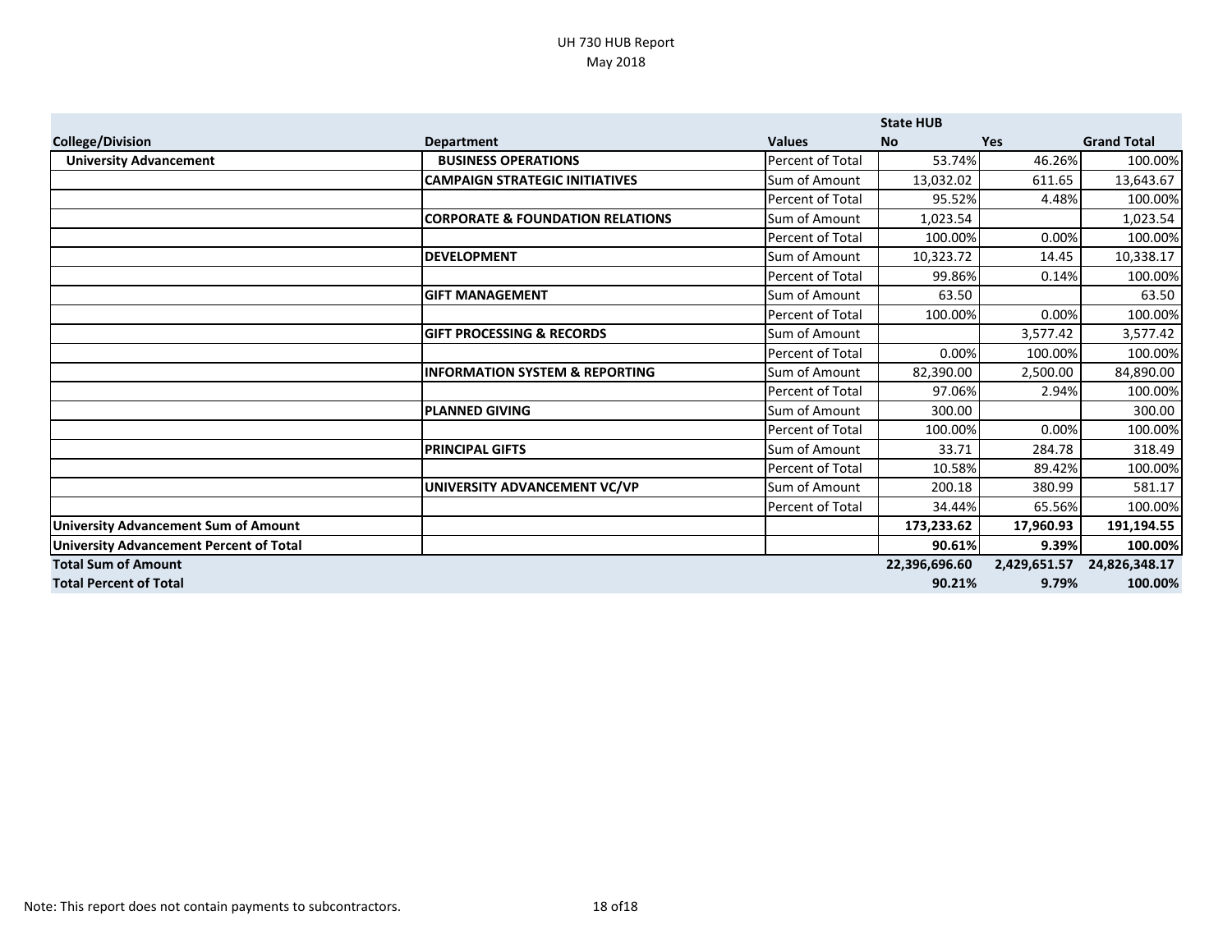UH 730 HUB Report
May 2018

| College/Division | Department | Values | State HUB No | Yes | Grand Total |
|---|---|---|---|---|---|
| **University Advancement** | **BUSINESS OPERATIONS** | Percent of Total | 53.74% | 46.26% | 100.00% |
| | **CAMPAIGN STRATEGIC INITIATIVES** | Sum of Amount | 13,032.02 | 611.65 | 13,643.67 |
| | | Percent of Total | 95.52% | 4.48% | 100.00% |
| | **CORPORATE & FOUNDATION RELATIONS** | Sum of Amount | 1,023.54 | | 1,023.54 |
| | | Percent of Total | 100.00% | 0.00% | 100.00% |
| | **DEVELOPMENT** | Sum of Amount | 10,323.72 | 14.45 | 10,338.17 |
| | | Percent of Total | 99.86% | 0.14% | 100.00% |
| | **GIFT MANAGEMENT** | Sum of Amount | 63.50 | | 63.50 |
| | | Percent of Total | 100.00% | 0.00% | 100.00% |
| | **GIFT PROCESSING & RECORDS** | Sum of Amount | | 3,577.42 | 3,577.42 |
| | | Percent of Total | 0.00% | 100.00% | 100.00% |
| | **INFORMATION SYSTEM & REPORTING** | Sum of Amount | 82,390.00 | 2,500.00 | 84,890.00 |
| | | Percent of Total | 97.06% | 2.94% | 100.00% |
| | **PLANNED GIVING** | Sum of Amount | 300.00 | | 300.00 |
| | | Percent of Total | 100.00% | 0.00% | 100.00% |
| | **PRINCIPAL GIFTS** | Sum of Amount | 33.71 | 284.78 | 318.49 |
| | | Percent of Total | 10.58% | 89.42% | 100.00% |
| | **UNIVERSITY ADVANCEMENT VC/VP** | Sum of Amount | 200.18 | 380.99 | 581.17 |
| | | Percent of Total | 34.44% | 65.56% | 100.00% |
| **University Advancement Sum of Amount** | | | **173,233.62** | **17,960.93** | **191,194.55** |
| **University Advancement Percent of Total** | | | **90.61%** | **9.39%** | **100.00%** |
| **Total Sum of Amount** | | | **22,396,696.60** | **2,429,651.57** | **24,826,348.17** |
| **Total Percent of Total** | | | **90.21%** | **9.79%** | **100.00%** |

Note: This report does not contain payments to subcontractors.